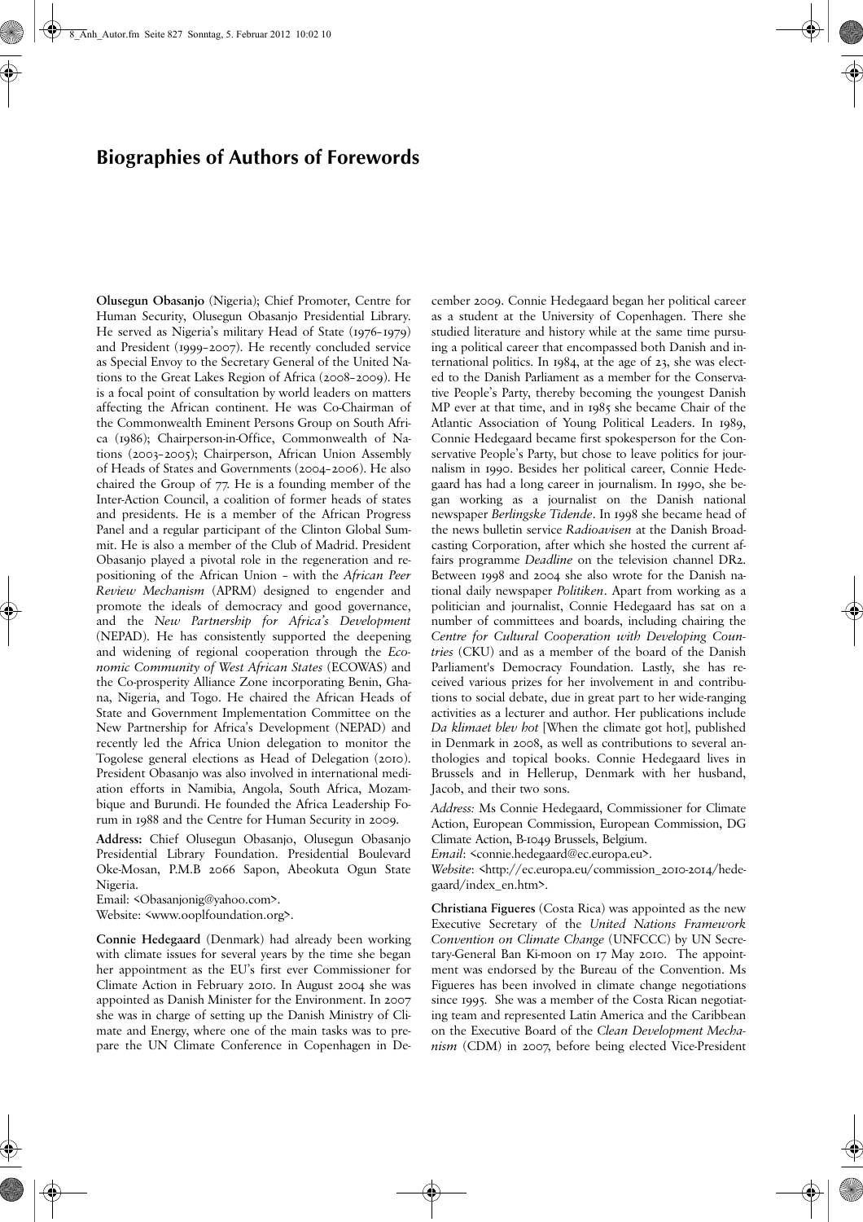# Biographies of Authors of Forewords

**Olusegun Obasanjo** (Nigeria); Chief Promoter, Centre for Human Security, Olusegun Obasanjo Presidential Library. He served as Nigeria's military Head of State (1976–1979) and President (1999–2007). He recently concluded service as Special Envoy to the Secretary General of the United Nations to the Great Lakes Region of Africa (2008–2009). He is a focal point of consultation by world leaders on matters affecting the African continent. He was Co-Chairman of the Commonwealth Eminent Persons Group on South Africa (1986); Chairperson-in-Office, Commonwealth of Nations (2003–2005); Chairperson, African Union Assembly of Heads of States and Governments (2004–2006). He also chaired the Group of 77. He is a founding member of the Inter-Action Council, a coalition of former heads of states and presidents. He is a member of the African Progress Panel and a regular participant of the Clinton Global Summit. He is also a member of the Club of Madrid. President Obasanjo played a pivotal role in the regeneration and repositioning of the African Union – with the *African Peer Review Mechanism* (APRM) designed to engender and promote the ideals of democracy and good governance, and the *New Partnership for Africa's Development* (NEPAD). He has consistently supported the deepening and widening of regional cooperation through the *Economic Community of West African States* (ECOWAS) and the Co-prosperity Alliance Zone incorporating Benin, Ghana, Nigeria, and Togo. He chaired the African Heads of State and Government Implementation Committee on the New Partnership for Africa's Development (NEPAD) and recently led the Africa Union delegation to monitor the Togolese general elections as Head of Delegation (2010). President Obasanjo was also involved in international mediation efforts in Namibia, Angola, South Africa, Mozambique and Burundi. He founded the Africa Leadership Forum in 1988 and the Centre for Human Security in 2009.

**Address:** Chief Olusegun Obasanjo, Olusegun Obasanjo Presidential Library Foundation. Presidential Boulevard Oke-Mosan, P.M.B 2066 Sapon, Abeokuta Ogun State Nigeria.
Email: <Obasanjonig@yahoo.com>.
Website: <www.ooplfoundation.org>.

**Connie Hedegaard** (Denmark) had already been working with climate issues for several years by the time she began her appointment as the EU's first ever Commissioner for Climate Action in February 2010. In August 2004 she was appointed as Danish Minister for the Environment. In 2007 she was in charge of setting up the Danish Ministry of Climate and Energy, where one of the main tasks was to prepare the UN Climate Conference in Copenhagen in December 2009. Connie Hedegaard began her political career as a student at the University of Copenhagen. There she studied literature and history while at the same time pursuing a political career that encompassed both Danish and international politics. In 1984, at the age of 23, she was elected to the Danish Parliament as a member for the Conservative People's Party, thereby becoming the youngest Danish MP ever at that time, and in 1985 she became Chair of the Atlantic Association of Young Political Leaders. In 1989, Connie Hedegaard became first spokesperson for the Conservative People's Party, but chose to leave politics for journalism in 1990. Besides her political career, Connie Hedegaard has had a long career in journalism. In 1990, she began working as a journalist on the Danish national newspaper *Berlingske Tidende*. In 1998 she became head of the news bulletin service *Radioavisen* at the Danish Broadcasting Corporation, after which she hosted the current affairs programme *Deadline* on the television channel DR2. Between 1998 and 2004 she also wrote for the Danish national daily newspaper *Politiken*. Apart from working as a politician and journalist, Connie Hedegaard has sat on a number of committees and boards, including chairing the *Centre for Cultural Cooperation with Developing Countries* (CKU) and as a member of the board of the Danish Parliament's Democracy Foundation. Lastly, she has received various prizes for her involvement in and contributions to social debate, due in great part to her wide-ranging activities as a lecturer and author. Her publications include *Da klimaet blev hot* [When the climate got hot], published in Denmark in 2008, as well as contributions to several anthologies and topical books. Connie Hedegaard lives in Brussels and in Hellerup, Denmark with her husband, Jacob, and their two sons.

*Address:* Ms Connie Hedegaard, Commissioner for Climate Action, European Commission, European Commission, DG Climate Action, B-1049 Brussels, Belgium.
*Email*: <connie.hedegaard@ec.europa.eu>.
*Website*: <http://ec.europa.eu/commission_2010-2014/hedegaard/index_en.htm>.

**Christiana Figueres** (Costa Rica) was appointed as the new Executive Secretary of the *United Nations Framework Convention on Climate Change* (UNFCCC) by UN Secretary-General Ban Ki-moon on 17 May 2010. The appointment was endorsed by the Bureau of the Convention. Ms Figueres has been involved in climate change negotiations since 1995. She was a member of the Costa Rican negotiating team and represented Latin America and the Caribbean on the Executive Board of the *Clean Development Mechanism* (CDM) in 2007, before being elected Vice-President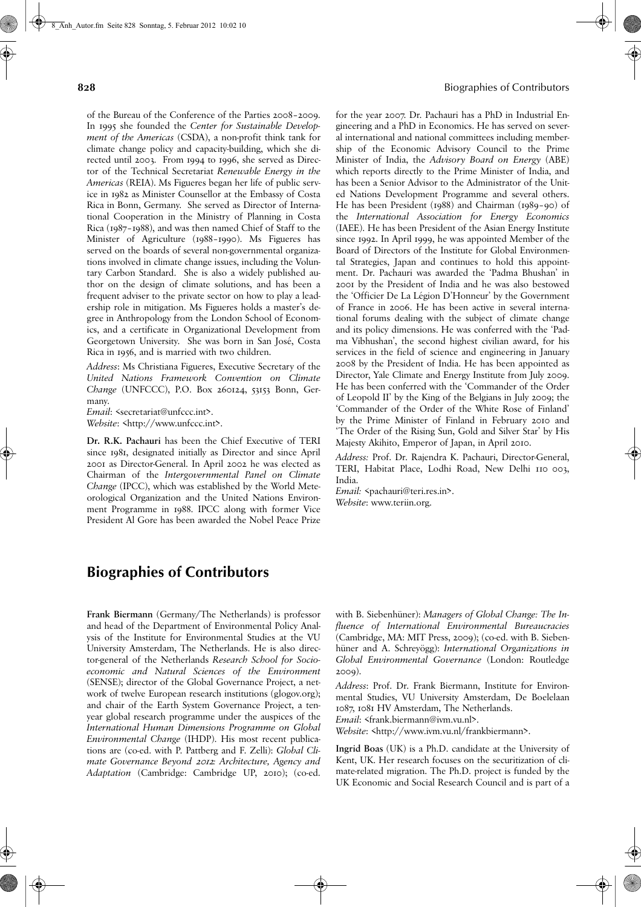of the Bureau of the Conference of the Parties 2008–2009. In 1995 she founded the *Center for Sustainable Development of the Americas* (CSDA), a non-profit think tank for climate change policy and capacity-building, which she directed until 2003. From 1994 to 1996, she served as Director of the Technical Secretariat *Renewable Energy in the Americas* (REIA). Ms Figueres began her life of public service in 1982 as Minister Counsellor at the Embassy of Costa Rica in Bonn, Germany. She served as Director of International Cooperation in the Ministry of Planning in Costa Rica (1987–1988), and was then named Chief of Staff to the Minister of Agriculture (1988–1990). Ms Figueres has served on the boards of several non-governmental organizations involved in climate change issues, including the Voluntary Carbon Standard. She is also a widely published author on the design of climate solutions, and has been a frequent adviser to the private sector on how to play a leadership role in mitigation. Ms Figueres holds a master's degree in Anthropology from the London School of Economics, and a certificate in Organizational Development from Georgetown University. She was born in San José, Costa Rica in 1956, and is married with two children.

*Address*: Ms Christiana Figueres, Executive Secretary of the *United Nations Framework Convention on Climate Change* (UNFCCC), P.O. Box 260124, 53153 Bonn, Germany.
*Email*: <secretariat@unfccc.int>.
*Website*: <http://www.unfccc.int>.

**Dr. R.K. Pachauri** has been the Chief Executive of TERI since 1981, designated initially as Director and since April 2001 as Director-General. In April 2002 he was elected as Chairman of the *Intergovernmental Panel on Climate Change* (IPCC), which was established by the World Meteorological Organization and the United Nations Environment Programme in 1988. IPCC along with former Vice President Al Gore has been awarded the Nobel Peace Prize for the year 2007. Dr. Pachauri has a PhD in Industrial Engineering and a PhD in Economics. He has served on several international and national committees including membership of the Economic Advisory Council to the Prime Minister of India, the *Advisory Board on Energy* (ABE) which reports directly to the Prime Minister of India, and has been a Senior Advisor to the Administrator of the United Nations Development Programme and several others. He has been President (1988) and Chairman (1989–90) of the *International Association for Energy Economics* (IAEE). He has been President of the Asian Energy Institute since 1992. In April 1999, he was appointed Member of the Board of Directors of the Institute for Global Environmental Strategies, Japan and continues to hold this appointment. Dr. Pachauri was awarded the 'Padma Bhushan' in 2001 by the President of India and he was also bestowed the 'Officier De La Légion D'Honneur' by the Government of France in 2006. He has been active in several international forums dealing with the subject of climate change and its policy dimensions. He was conferred with the 'Padma Vibhushan', the second highest civilian award, for his services in the field of science and engineering in January 2008 by the President of India. He has been appointed as Director, Yale Climate and Energy Institute from July 2009. He has been conferred with the 'Commander of the Order of Leopold II' by the King of the Belgians in July 2009; the 'Commander of the Order of the White Rose of Finland' by the Prime Minister of Finland in February 2010 and 'The Order of the Rising Sun, Gold and Silver Star' by His Majesty Akihito, Emperor of Japan, in April 2010.

*Address:* Prof. Dr. Rajendra K. Pachauri, Director-General, TERI, Habitat Place, Lodhi Road, New Delhi 110 003, India.
*Email:* <pachauri@teri.res.in>.
*Website*: www.teriin.org.

# Biographies of Contributors

**Frank Biermann** (Germany/The Netherlands) is professor and head of the Department of Environmental Policy Analysis of the Institute for Environmental Studies at the VU University Amsterdam, The Netherlands. He is also director-general of the Netherlands *Research School for Socio-economic and Natural Sciences of the Environment* (SENSE); director of the Global Governance Project, a network of twelve European research institutions (glogov.org); and chair of the Earth System Governance Project, a ten-year global research programme under the auspices of the *International Human Dimensions Programme on Global Environmental Change* (IHDP). His most recent publications are (co-ed. with P. Pattberg and F. Zelli): *Global Climate Governance Beyond 2012: Architecture, Agency and Adaptation* (Cambridge: Cambridge UP, 2010); (co-ed. with B. Siebenhüner): *Managers of Global Change: The Influence of International Environmental Bureaucracies* (Cambridge, MA: MIT Press, 2009); (co-ed. with B. Siebenhüner and A. Schreyögg): *International Organizations in Global Environmental Governance* (London: Routledge 2009).

*Address*: Prof. Dr. Frank Biermann, Institute for Environmental Studies, VU University Amsterdam, De Boelelaan 1087, 1081 HV Amsterdam, The Netherlands.
*Email*: <frank.biermann@ivm.vu.nl>.
*Website*: <http://www.ivm.vu.nl/frankbiermann>.

**Ingrid Boas** (UK) is a Ph.D. candidate at the University of Kent, UK. Her research focuses on the securitization of climate-related migration. The Ph.D. project is funded by the UK Economic and Social Research Council and is part of a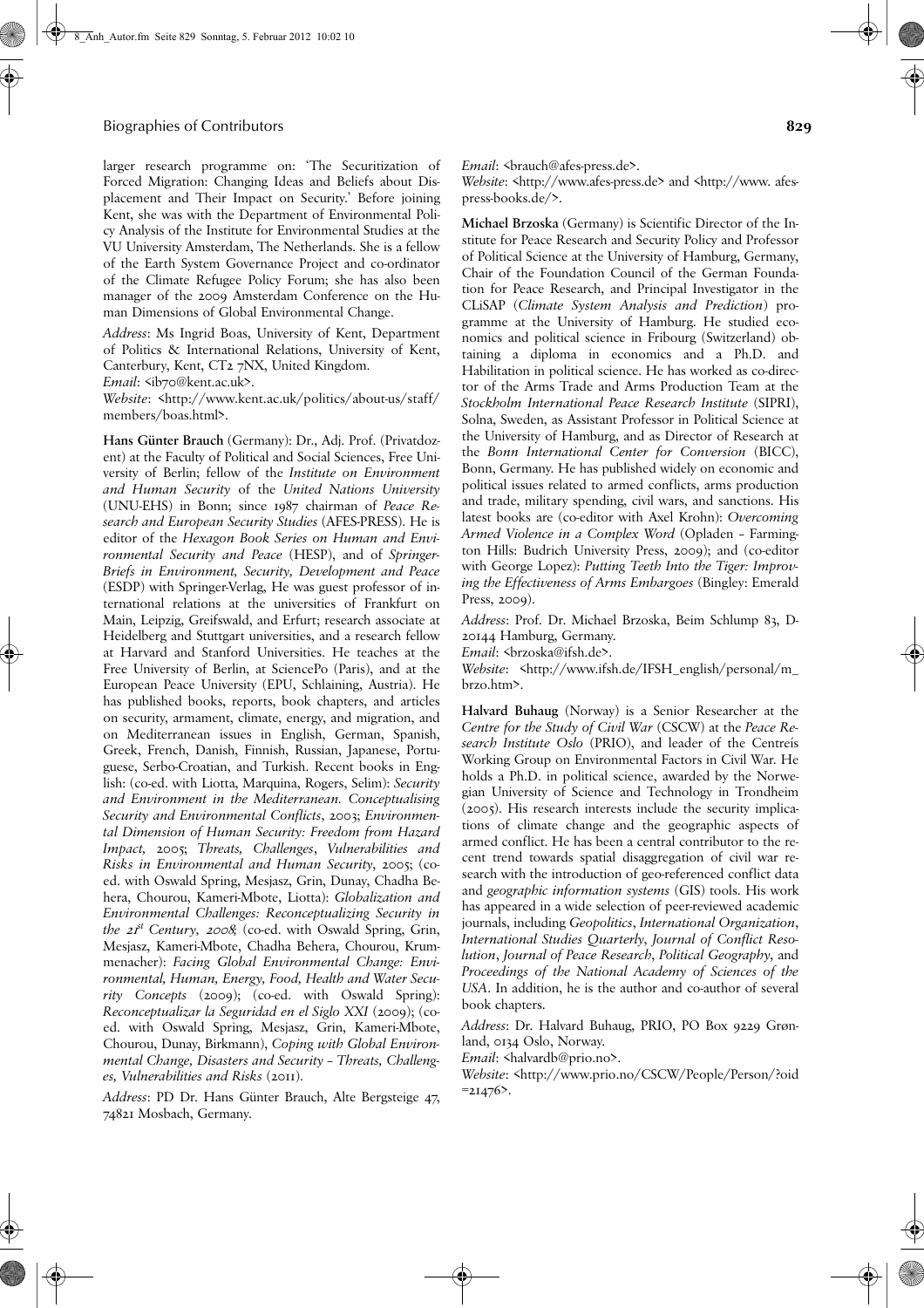larger research programme on: 'The Securitization of Forced Migration: Changing Ideas and Beliefs about Displacement and Their Impact on Security.' Before joining Kent, she was with the Department of Environmental Policy Analysis of the Institute for Environmental Studies at the VU University Amsterdam, The Netherlands. She is a fellow of the Earth System Governance Project and co-ordinator of the Climate Refugee Policy Forum; she has also been manager of the 2009 Amsterdam Conference on the Human Dimensions of Global Environmental Change.

*Address*: Ms Ingrid Boas, University of Kent, Department of Politics & International Relations, University of Kent, Canterbury, Kent, CT2 7NX, United Kingdom.
*Email*: <ib70@kent.ac.uk>.
*Website*: <http://www.kent.ac.uk/politics/about-us/staff/members/boas.html>.

**Hans Günter Brauch** (Germany): Dr., Adj. Prof. (Privatdozent) at the Faculty of Political and Social Sciences, Free University of Berlin; fellow of the *Institute on Environment and Human Security* of the *United Nations University* (UNU-EHS) in Bonn; since 1987 chairman of *Peace Research and European Security Studies* (AFES-PRESS). He is editor of the *Hexagon Book Series on Human and Environmental Security and Peace* (HESP), and of *Springer-Briefs in Environment, Security, Development and Peace* (ESDP) with Springer-Verlag, He was guest professor of international relations at the universities of Frankfurt on Main, Leipzig, Greifswald, and Erfurt; research associate at Heidelberg and Stuttgart universities, and a research fellow at Harvard and Stanford Universities. He teaches at the Free University of Berlin, at SciencePo (Paris), and at the European Peace University (EPU, Schlaining, Austria). He has published books, reports, book chapters, and articles on security, armament, climate, energy, and migration, and on Mediterranean issues in English, German, Spanish, Greek, French, Danish, Finnish, Russian, Japanese, Portuguese, Serbo-Croatian, and Turkish. Recent books in English: (co-ed. with Liotta, Marquina, Rogers, Selim): *Security and Environment in the Mediterranean. Conceptualising Security and Environmental Conflicts*, 2003; *Environmental Dimension of Human Security: Freedom from Hazard Impact*, 2005; *Threats, Challenges*, *Vulnerabilities and Risks in Environmental and Human Security*, 2005; (co-ed. with Oswald Spring, Mesjasz, Grin, Dunay, Chadha Behera, Chourou, Kameri-Mbote, Liotta): *Globalization and Environmental Challenges: Reconceptualizing Security in the 21st Century, 2008*; (co-ed. with Oswald Spring, Grin, Mesjasz, Kameri-Mbote, Chadha Behera, Chourou, Krummenacher): *Facing Global Environmental Change: Environmental, Human, Energy, Food, Health and Water Security Concepts* (2009); (co-ed. with Oswald Spring): *Reconceptualizar la Seguridad en el Siglo XXI* (2009); (co-ed. with Oswald Spring, Mesjasz, Grin, Kameri-Mbote, Chourou, Dunay, Birkmann), *Coping with Global Environmental Change, Disasters and Security – Threats, Challenges, Vulnerabilities and Risks* (2011).

*Address*: PD Dr. Hans Günter Brauch, Alte Bergsteige 47, 74821 Mosbach, Germany.
*Email*: <brauch@afes-press.de>.
*Website*: <http://www.afes-press.de> and <http://www.afes-press-books.de/>.

**Michael Brzoska** (Germany) is Scientific Director of the Institute for Peace Research and Security Policy and Professor of Political Science at the University of Hamburg, Germany, Chair of the Foundation Council of the German Foundation for Peace Research, and Principal Investigator in the CLiSAP (*Climate System Analysis and Prediction*) programme at the University of Hamburg. He studied economics and political science in Fribourg (Switzerland) obtaining a diploma in economics and a Ph.D. and Habilitation in political science. He has worked as co-director of the Arms Trade and Arms Production Team at the *Stockholm International Peace Research Institute* (SIPRI), Solna, Sweden, as Assistant Professor in Political Science at the University of Hamburg, and as Director of Research at the *Bonn International Center for Conversion* (BICC), Bonn, Germany. He has published widely on economic and political issues related to armed conflicts, arms production and trade, military spending, civil wars, and sanctions. His latest books are (co-editor with Axel Krohn): *Overcoming Armed Violence in a Complex Word* (Opladen – Farmington Hills: Budrich University Press, 2009); and (co-editor with George Lopez): *Putting Teeth Into the Tiger: Improving the Effectiveness of Arms Embargoes* (Bingley: Emerald Press, 2009).

*Address*: Prof. Dr. Michael Brzoska, Beim Schlump 83, D-20144 Hamburg, Germany.
*Email*: <brzoska@ifsh.de>.
*Website*: <http://www.ifsh.de/IFSH_english/personal/m_brzo.htm>.

**Halvard Buhaug** (Norway) is a Senior Researcher at the *Centre for the Study of Civil War* (CSCW) at the *Peace Research Institute Oslo* (PRIO), and leader of the Centreís Working Group on Environmental Factors in Civil War. He holds a Ph.D. in political science, awarded by the Norwegian University of Science and Technology in Trondheim (2005). His research interests include the security implications of climate change and the geographic aspects of armed conflict. He has been a central contributor to the recent trend towards spatial disaggregation of civil war research with the introduction of geo-referenced conflict data and *geographic information systems* (GIS) tools. His work has appeared in a wide selection of peer-reviewed academic journals, including *Geopolitics*, *International Organization*, *International Studies Quarterly*, *Journal of Conflict Resolution*, *Journal of Peace Research*, *Political Geography*, and *Proceedings of the National Academy of Sciences of the USA*. In addition, he is the author and co-author of several book chapters.

*Address*: Dr. Halvard Buhaug, PRIO, PO Box 9229 Grønland, 0134 Oslo, Norway.
*Email*: <halvardb@prio.no>.
*Website*: <http://www.prio.no/CSCW/People/Person/?oid=21476>.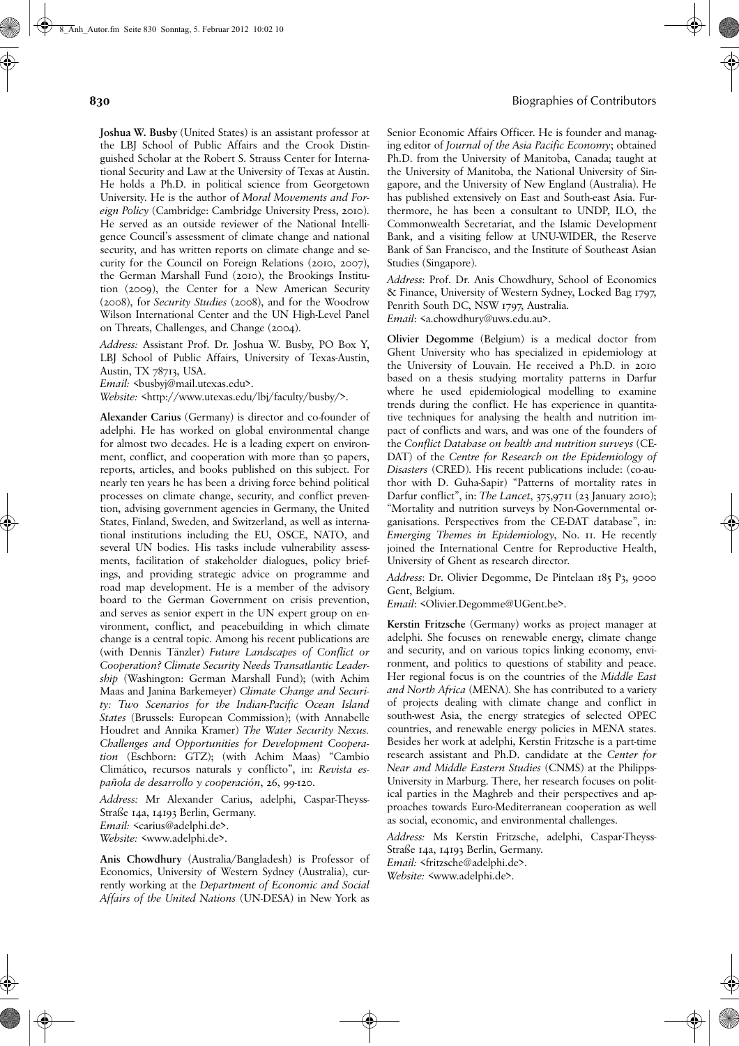**Joshua W. Busby** (United States) is an assistant professor at the LBJ School of Public Affairs and the Crook Distinguished Scholar at the Robert S. Strauss Center for International Security and Law at the University of Texas at Austin. He holds a Ph.D. in political science from Georgetown University. He is the author of *Moral Movements and Foreign Policy* (Cambridge: Cambridge University Press, 2010). He served as an outside reviewer of the National Intelligence Council's assessment of climate change and national security, and has written reports on climate change and security for the Council on Foreign Relations (2010, 2007), the German Marshall Fund (2010), the Brookings Institution (2009), the Center for a New American Security (2008), for *Security Studies* (2008), and for the Woodrow Wilson International Center and the UN High-Level Panel on Threats, Challenges, and Change (2004).

*Address:* Assistant Prof. Dr. Joshua W. Busby, PO Box Y, LBJ School of Public Affairs, University of Texas-Austin, Austin, TX 78713, USA.
*Email:* <busbyj@mail.utexas.edu>.
*Website:* <http://www.utexas.edu/lbj/faculty/busby/>.

**Alexander Carius** (Germany) is director and co-founder of adelphi. He has worked on global environmental change for almost two decades. He is a leading expert on environment, conflict, and cooperation with more than 50 papers, reports, articles, and books published on this subject. For nearly ten years he has been a driving force behind political processes on climate change, security, and conflict prevention, advising government agencies in Germany, the United States, Finland, Sweden, and Switzerland, as well as international institutions including the EU, OSCE, NATO, and several UN bodies. His tasks include vulnerability assessments, facilitation of stakeholder dialogues, policy briefings, and providing strategic advice on programme and road map development. He is a member of the advisory board to the German Government on crisis prevention, and serves as senior expert in the UN expert group on environment, conflict, and peacebuilding in which climate change is a central topic. Among his recent publications are (with Dennis Tänzler) *Future Landscapes of Conflict or Cooperation? Climate Security Needs Transatlantic Leadership* (Washington: German Marshall Fund); (with Achim Maas and Janina Barkemeyer) *Climate Change and Security: Two Scenarios for the Indian-Pacific Ocean Island States* (Brussels: European Commission); (with Annabelle Houdret and Annika Kramer) *The Water Security Nexus. Challenges and Opportunities for Development Cooperation* (Eschborn: GTZ); (with Achim Maas) "Cambio Climático, recursos naturals y conflicto", in: *Revista española de desarrollo y cooperación*, 26, 99-120.

*Address:* Mr Alexander Carius, adelphi, Caspar-Theyss-Straße 14a, 14193 Berlin, Germany.
*Email:* <carius@adelphi.de>.
*Website:* <www.adelphi.de>.

**Anis Chowdhury** (Australia/Bangladesh) is Professor of Economics, University of Western Sydney (Australia), currently working at the *Department of Economic and Social Affairs of the United Nations* (UN-DESA) in New York as Senior Economic Affairs Officer. He is founder and managing editor of *Journal of the Asia Pacific Economy*; obtained Ph.D. from the University of Manitoba, Canada; taught at the University of Manitoba, the National University of Singapore, and the University of New England (Australia). He has published extensively on East and South-east Asia. Furthermore, he has been a consultant to UNDP, ILO, the Commonwealth Secretariat, and the Islamic Development Bank, and a visiting fellow at UNU-WIDER, the Reserve Bank of San Francisco, and the Institute of Southeast Asian Studies (Singapore).

*Address*: Prof. Dr. Anis Chowdhury, School of Economics & Finance, University of Western Sydney, Locked Bag 1797, Penrith South DC, NSW 1797, Australia.
*Email*: <a.chowdhury@uws.edu.au>.

**Olivier Degomme** (Belgium) is a medical doctor from Ghent University who has specialized in epidemiology at the University of Louvain. He received a Ph.D. in 2010 based on a thesis studying mortality patterns in Darfur where he used epidemiological modelling to examine trends during the conflict. He has experience in quantitative techniques for analysing the health and nutrition impact of conflicts and wars, and was one of the founders of the *Conflict Database on health and nutrition surveys* (CE-DAT) of the *Centre for Research on the Epidemiology of Disasters* (CRED). His recent publications include: (co-author with D. Guha-Sapir) "Patterns of mortality rates in Darfur conflict", in: *The Lancet*, 375,9711 (23 January 2010); "Mortality and nutrition surveys by Non-Governmental organisations. Perspectives from the CE-DAT database", in: *Emerging Themes in Epidemiology*, No. 11. He recently joined the International Centre for Reproductive Health, University of Ghent as research director.

*Address*: Dr. Olivier Degomme, De Pintelaan 185 P3, 9000 Gent, Belgium.
*Email*: <Olivier.Degomme@UGent.be>.

**Kerstin Fritzsche** (Germany) works as project manager at adelphi. She focuses on renewable energy, climate change and security, and on various topics linking economy, environment, and politics to questions of stability and peace. Her regional focus is on the countries of the *Middle East and North Africa* (MENA). She has contributed to a variety of projects dealing with climate change and conflict in south-west Asia, the energy strategies of selected OPEC countries, and renewable energy policies in MENA states. Besides her work at adelphi, Kerstin Fritzsche is a part-time research assistant and Ph.D. candidate at the *Center for Near and Middle Eastern Studies* (CNMS) at the Philipps-University in Marburg. There, her research focuses on political parties in the Maghreb and their perspectives and approaches towards Euro-Mediterranean cooperation as well as social, economic, and environmental challenges.

*Address:* Ms Kerstin Fritzsche, adelphi, Caspar-Theyss-Straße 14a, 14193 Berlin, Germany.
*Email:* <fritzsche@adelphi.de>.
*Website:* <www.adelphi.de>.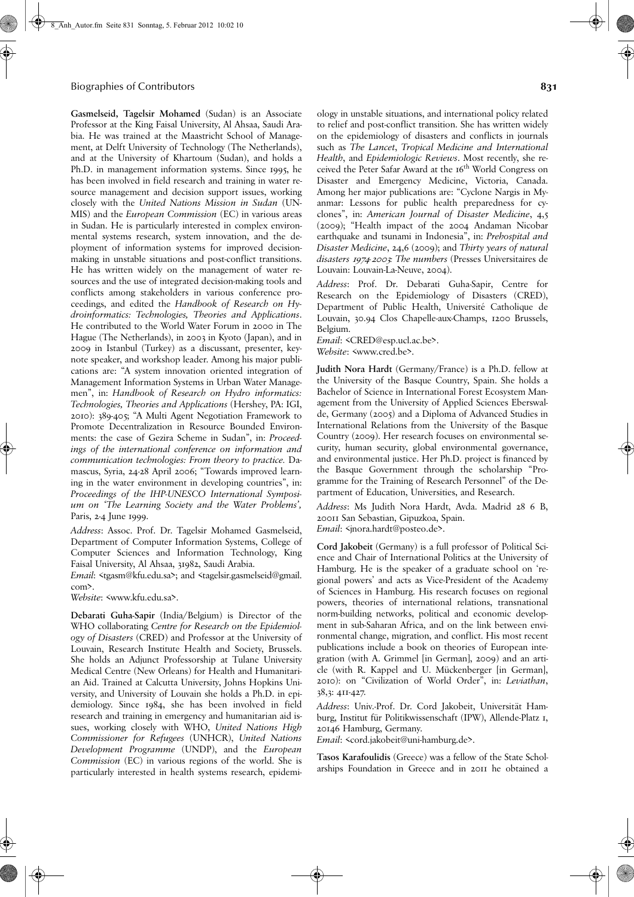**Gasmelseid, Tagelsir Mohamed** (Sudan) is an Associate Professor at the King Faisal University, Al Ahsaa, Saudi Arabia. He was trained at the Maastricht School of Management, at Delft University of Technology (The Netherlands), and at the University of Khartoum (Sudan), and holds a Ph.D. in management information systems. Since 1995, he has been involved in field research and training in water resource management and decision support issues, working closely with the *United Nations Mission in Sudan* (UNMIS) and the *European Commission* (EC) in various areas in Sudan. He is particularly interested in complex environmental systems research, system innovation, and the deployment of information systems for improved decision-making in unstable situations and post-conflict transitions. He has written widely on the management of water resources and the use of integrated decision-making tools and conflicts among stakeholders in various conference proceedings, and edited the *Handbook of Research on Hydroinformatics: Technologies, Theories and Applications*. He contributed to the World Water Forum in 2000 in The Hague (The Netherlands), in 2003 in Kyoto (Japan), and in 2009 in Istanbul (Turkey) as a discussant, presenter, keynote speaker, and workshop leader. Among his major publications are: "A system innovation oriented integration of Management Information Systems in Urban Water Managemen", in: *Handbook of Research on Hydro informatics: Technologies, Theories and Applications* (Hershey, PA: IGI, 2010): 389-405; "A Multi Agent Negotiation Framework to Promote Decentralization in Resource Bounded Environments: the case of Gezira Scheme in Sudan", in: *Proceedings of the international conference on information and communication technologies: From theory to practice.* Damascus, Syria, 24-28 April 2006; "Towards improved learning in the water environment in developing countries", in: *Proceedings of the IHP-UNESCO International Symposium on 'The Learning Society and the Water Problems',* Paris, 2-4 June 1999.

*Address*: Assoc. Prof. Dr. Tagelsir Mohamed Gasmelseid, Department of Computer Information Systems, College of Computer Sciences and Information Technology, King Faisal University, Al Ahsaa, 31982, Saudi Arabia.
*Email*: <tgasm@kfu.edu.sa>; and <tagelsir.gasmelseid@gmail.com>.
*Website*: <www.kfu.edu.sa>.

**Debarati Guha-Sapir** (India/Belgium) is Director of the WHO collaborating *Centre for Research on the Epidemiology of Disasters* (CRED) and Professor at the University of Louvain, Research Institute Health and Society, Brussels. She holds an Adjunct Professorship at Tulane University Medical Centre (New Orleans) for Health and Humanitarian Aid. Trained at Calcutta University, Johns Hopkins University, and University of Louvain she holds a Ph.D. in epidemiology. Since 1984, she has been involved in field research and training in emergency and humanitarian aid issues, working closely with WHO, *United Nations High Commissioner for Refugees* (UNHCR), *United Nations Development Programme* (UNDP), and the *European Commission* (EC) in various regions of the world. She is particularly interested in health systems research, epidemiology in unstable situations, and international policy related to relief and post-conflict transition. She has written widely on the epidemiology of disasters and conflicts in journals such as *The Lancet*, *Tropical Medicine and International Health*, and *Epidemiologic Reviews*. Most recently, she received the Peter Safar Award at the 16th World Congress on Disaster and Emergency Medicine, Victoria, Canada. Among her major publications are: "Cyclone Nargis in Myanmar: Lessons for public health preparedness for cyclones", in: *American Journal of Disaster Medicine*, 4,5 (2009); "Health impact of the 2004 Andaman Nicobar earthquake and tsunami in Indonesia", in: *Prehospital and Disaster Medicine*, 24,6 (2009); and *Thirty years of natural disasters 1974-2003: The numbers* (Presses Universitaires de Louvain: Louvain-La-Neuve, 2004).

*Address*: Prof. Dr. Debarati Guha-Sapir, Centre for Research on the Epidemiology of Disasters (CRED), Department of Public Health, Université Catholique de Louvain, 30.94 Clos Chapelle-aux-Champs, 1200 Brussels, Belgium.
*Email*: <CRED@esp.ucl.ac.be>.
*Website*: <www.cred.be>.

**Judith Nora Hardt** (Germany/France) is a Ph.D. fellow at the University of the Basque Country, Spain. She holds a Bachelor of Science in International Forest Ecosystem Management from the University of Applied Sciences Eberswalde, Germany (2005) and a Diploma of Advanced Studies in International Relations from the University of the Basque Country (2009). Her research focuses on environmental security, human security, global environmental governance, and environmental justice. Her Ph.D. project is financed by the Basque Government through the scholarship "Programme for the Training of Research Personnel" of the Department of Education, Universities, and Research.

*Address*: Ms Judith Nora Hardt, Avda. Madrid 28 6 B, 20011 San Sebastian, Gipuzkoa, Spain.
*Email*: <jnora.hardt@posteo.de>.

**Cord Jakobeit** (Germany) is a full professor of Political Science and Chair of International Politics at the University of Hamburg. He is the speaker of a graduate school on 'regional powers' and acts as Vice-President of the Academy of Sciences in Hamburg. His research focuses on regional powers, theories of international relations, transnational norm-building networks, political and economic development in sub-Saharan Africa, and on the link between environmental change, migration, and conflict. His most recent publications include a book on theories of European integration (with A. Grimmel [in German], 2009) and an article (with R. Kappel and U. Mückenberger [in German], 2010): on "Civilization of World Order", in: *Leviathan*, 38,3: 411-427.

*Address*: Univ.-Prof. Dr. Cord Jakobeit, Universität Hamburg, Institut für Politikwissenschaft (IPW), Allende-Platz 1, 20146 Hamburg, Germany.
*Email*: <cord.jakobeit@uni-hamburg.de>.

**Tasos Karafoulidis** (Greece) was a fellow of the State Scholarships Foundation in Greece and in 2011 he obtained a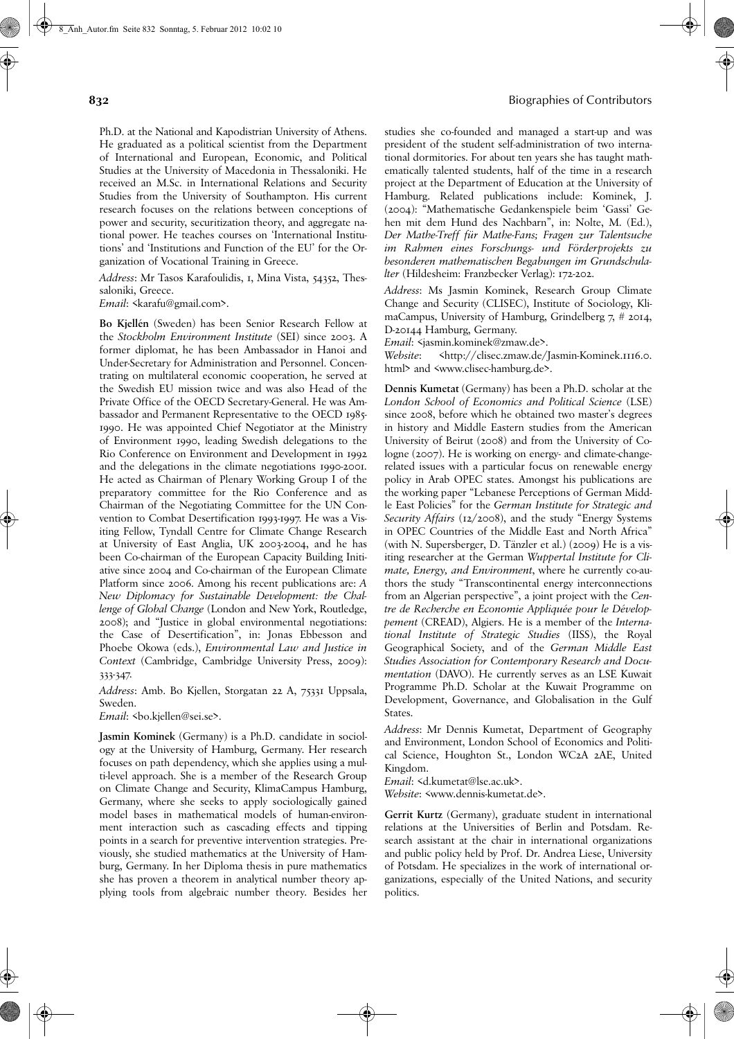Ph.D. at the National and Kapodistrian University of Athens. He graduated as a political scientist from the Department of International and European, Economic, and Political Studies at the University of Macedonia in Thessaloniki. He received an M.Sc. in International Relations and Security Studies from the University of Southampton. His current research focuses on the relations between conceptions of power and security, securitization theory, and aggregate national power. He teaches courses on 'International Institutions' and 'Institutions and Function of the EU' for the Organization of Vocational Training in Greece.

*Address*: Mr Tasos Karafoulidis, 1, Mina Vista, 54352, Thessaloniki, Greece.
*Email*: <karafu@gmail.com>.

**Bo Kjellén** (Sweden) has been Senior Research Fellow at the *Stockholm Environment Institute* (SEI) since 2003. A former diplomat, he has been Ambassador in Hanoi and Under-Secretary for Administration and Personnel. Concentrating on multilateral economic cooperation, he served at the Swedish EU mission twice and was also Head of the Private Office of the OECD Secretary-General. He was Ambassador and Permanent Representative to the OECD 1985-1990. He was appointed Chief Negotiator at the Ministry of Environment 1990, leading Swedish delegations to the Rio Conference on Environment and Development in 1992 and the delegations in the climate negotiations 1990-2001. He acted as Chairman of Plenary Working Group I of the preparatory committee for the Rio Conference and as Chairman of the Negotiating Committee for the UN Convention to Combat Desertification 1993-1997. He was a Visiting Fellow, Tyndall Centre for Climate Change Research at University of East Anglia, UK 2003-2004, and he has been Co-chairman of the European Capacity Building Initiative since 2004 and Co-chairman of the European Climate Platform since 2006. Among his recent publications are: *A New Diplomacy for Sustainable Development: the Challenge of Global Change* (London and New York, Routledge, 2008); and "Justice in global environmental negotiations: the Case of Desertification", in: Jonas Ebbesson and Phoebe Okowa (eds.), *Environmental Law and Justice in Context* (Cambridge, Cambridge University Press, 2009): 333-347.

*Address*: Amb. Bo Kjellen, Storgatan 22 A, 75331 Uppsala, Sweden.
*Email*: <bo.kjellen@sei.se>.

**Jasmin Kominek** (Germany) is a Ph.D. candidate in sociology at the University of Hamburg, Germany. Her research focuses on path dependency, which she applies using a multi-level approach. She is a member of the Research Group on Climate Change and Security, KlimaCampus Hamburg, Germany, where she seeks to apply sociologically gained model bases in mathematical models of human-environment interaction such as cascading effects and tipping points in a search for preventive intervention strategies. Previously, she studied mathematics at the University of Hamburg, Germany. In her Diploma thesis in pure mathematics she has proven a theorem in analytical number theory applying tools from algebraic number theory. Besides her studies she co-founded and managed a start-up and was president of the student self-administration of two international dormitories. For about ten years she has taught mathematically talented students, half of the time in a research project at the Department of Education at the University of Hamburg. Related publications include: Kominek, J. (2004): "Mathematische Gedankenspiele beim 'Gassi' Gehen mit dem Hund des Nachbarn", in: Nolte, M. (Ed.), *Der Mathe-Treff für Mathe-Fans; Fragen zur Talentsuche im Rahmen eines Forschungs- und Förderprojekts zu besonderen mathematischen Begabungen im Grundschulalter* (Hildesheim: Franzbecker Verlag): 172-202.

*Address*: Ms Jasmin Kominek, Research Group Climate Change and Security (CLISEC), Institute of Sociology, KlimaCampus, University of Hamburg, Grindelberg 7, # 2014, D-20144 Hamburg, Germany.
*Email*: <jasmin.kominek@zmaw.de>.
*Website*: <http://clisec.zmaw.de/Jasmin-Kominek.1116.0.html> and <www.clisec-hamburg.de>.

**Dennis Kumetat** (Germany) has been a Ph.D. scholar at the *London School of Economics and Political Science* (LSE) since 2008, before which he obtained two master's degrees in history and Middle Eastern studies from the American University of Beirut (2008) and from the University of Cologne (2007). He is working on energy- and climate-change-related issues with a particular focus on renewable energy policy in Arab OPEC states. Amongst his publications are the working paper "Lebanese Perceptions of German Middle East Policies" for the *German Institute for Strategic and Security Affairs* (12/2008), and the study "Energy Systems in OPEC Countries of the Middle East and North Africa" (with N. Supersberger, D. Tänzler et al.) (2009) He is a visiting researcher at the German *Wuppertal Institute for Climate, Energy, and Environment*, where he currently co-authors the study "Transcontinental energy interconnections from an Algerian perspective", a joint project with the *Centre de Recherche en Economie Appliquée pour le Développement* (CREAD), Algiers. He is a member of the *International Institute of Strategic Studies* (IISS), the Royal Geographical Society, and of the *German Middle East Studies Association for Contemporary Research and Documentation* (DAVO). He currently serves as an LSE Kuwait Programme Ph.D. Scholar at the Kuwait Programme on Development, Governance, and Globalisation in the Gulf States.

*Address*: Mr Dennis Kumetat, Department of Geography and Environment, London School of Economics and Political Science, Houghton St., London WC2A 2AE, United Kingdom.
*Email*: <d.kumetat@lse.ac.uk>.
*Website*: <www.dennis-kumetat.de>.

**Gerrit Kurtz** (Germany), graduate student in international relations at the Universities of Berlin and Potsdam. Research assistant at the chair in international organizations and public policy held by Prof. Dr. Andrea Liese, University of Potsdam. He specializes in the work of international organizations, especially of the United Nations, and security politics.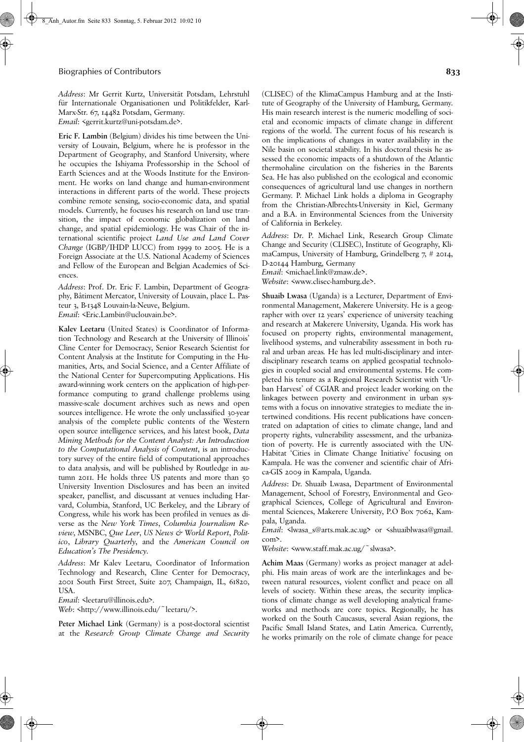*Address*: Mr Gerrit Kurtz, Universität Potsdam, Lehrstuhl für Internationale Organisationen und Politikfelder, Karl-Marx-Str. 67, 14482 Potsdam, Germany.
*Email*: <gerrit.kurtz@uni-potsdam.de>.

**Eric F. Lambin** (Belgium) divides his time between the University of Louvain, Belgium, where he is professor in the Department of Geography, and Stanford University, where he occupies the Ishiyama Professorship in the School of Earth Sciences and at the Woods Institute for the Environment. He works on land change and human-environment interactions in different parts of the world. These projects combine remote sensing, socio-economic data, and spatial models. Currently, he focuses his research on land use transition, the impact of economic globalization on land change, and spatial epidemiology. He was Chair of the international scientific project *Land Use and Land Cover Change* (IGBP/IHDP LUCC) from 1999 to 2005. He is a Foreign Associate at the U.S. National Academy of Sciences and Fellow of the European and Belgian Academies of Sciences.

*Address*: Prof. Dr. Eric F. Lambin, Department of Geography, Bâtiment Mercator, University of Louvain, place L. Pasteur 3, B-1348 Louvain-la-Neuve, Belgium.
*Email*: <Eric.Lambin@uclouvain.be>.

**Kalev Leetaru** (United States) is Coordinator of Information Technology and Research at the University of Illinois' Cline Center for Democracy, Senior Research Scientist for Content Analysis at the Institute for Computing in the Humanities, Arts, and Social Science, and a Center Affiliate of the National Center for Supercomputing Applications. His award-winning work centers on the application of high-performance computing to grand challenge problems using massive-scale document archives such as news and open sources intelligence. He wrote the only unclassified 30-year analysis of the complete public contents of the Western open source intelligence services, and his latest book, *Data Mining Methods for the Content Analyst: An Introduction to the Computational Analysis of Content*, is an introductory survey of the entire field of computational approaches to data analysis, and will be published by Routledge in autumn 2011. He holds three US patents and more than 50 University Invention Disclosures and has been an invited speaker, panellist, and discussant at venues including Harvard, Columbia, Stanford, UC Berkeley, and the Library of Congress, while his work has been profiled in venues as diverse as the *New York Times*, *Columbia Journalism Review*, MSNBC, *Que Leer*, *US News & World Report*, *Politico*, *Library Quarterly*, and the *American Council on Education's The Presidency*.

*Address*: Mr Kalev Leetaru, Coordinator of Information Technology and Research, Cline Center for Democracy, 2001 South First Street, Suite 207, Champaign, IL, 61820, USA.
*Email*: <leetaru@illinois.edu>.
*Web*: <http://www.illinois.edu/~leetaru/>.

**Peter Michael Link** (Germany) is a post-doctoral scientist at the *Research Group Climate Change and Security* (CLISEC) of the KlimaCampus Hamburg and at the Institute of Geography of the University of Hamburg, Germany. His main research interest is the numeric modelling of societal and economic impacts of climate change in different regions of the world. The current focus of his research is on the implications of changes in water availability in the Nile basin on societal stability. In his doctoral thesis he assessed the economic impacts of a shutdown of the Atlantic thermohaline circulation on the fisheries in the Barents Sea. He has also published on the ecological and economic consequences of agricultural land use changes in northern Germany. P. Michael Link holds a diploma in Geography from the Christian-Albrechts-University in Kiel, Germany and a B.A. in Environmental Sciences from the University of California in Berkeley.

*Address*: Dr. P. Michael Link, Research Group Climate Change and Security (CLISEC), Institute of Geography, KlimaCampus, University of Hamburg, Grindelberg 7, # 2014, D-20144 Hamburg, Germany
*Email*: <michael.link@zmaw.de>.
*Website*: <www.clisec-hamburg.de>.

**Shuaib Lwasa** (Uganda) is a Lecturer, Department of Environmental Management, Makerere University. He is a geographer with over 12 years' experience of university teaching and research at Makerere University, Uganda. His work has focused on property rights, environmental management, livelihood systems, and vulnerability assessment in both rural and urban areas. He has led multi-disciplinary and interdisciplinary research teams on applied geospatial technologies in coupled social and environmental systems. He completed his tenure as a Regional Research Scientist with 'Urban Harvest' of CGIAR and project leader working on the linkages between poverty and environment in urban systems with a focus on innovative strategies to mediate the intertwined conditions. His recent publications have concentrated on adaptation of cities to climate change, land and property rights, vulnerability assessment, and the urbanization of poverty. He is currently associated with the UN-Habitat 'Cities in Climate Change Initiative' focusing on Kampala. He was the convener and scientific chair of Africa-GIS 2009 in Kampala, Uganda.

*Address*: Dr. Shuaib Lwasa, Department of Environmental Management, School of Forestry, Environmental and Geographical Sciences, College of Agricultural and Environmental Sciences, Makerere University, P.O Box 7062, Kampala, Uganda.
*Email*: <lwasa_s@arts.mak.ac.ug> or <shuaiblwasa@gmail.com>.
*Website*: <www.staff.mak.ac.ug/~slwasa>.

**Achim Maas** (Germany) works as project manager at adelphi. His main areas of work are the interlinkages and between natural resources, violent conflict and peace on all levels of society. Within these areas, the security implications of climate change as well developing analytical frameworks and methods are core topics. Regionally, he has worked on the South Caucasus, several Asian regions, the Pacific Small Island States, and Latin America. Currently, he works primarily on the role of climate change for peace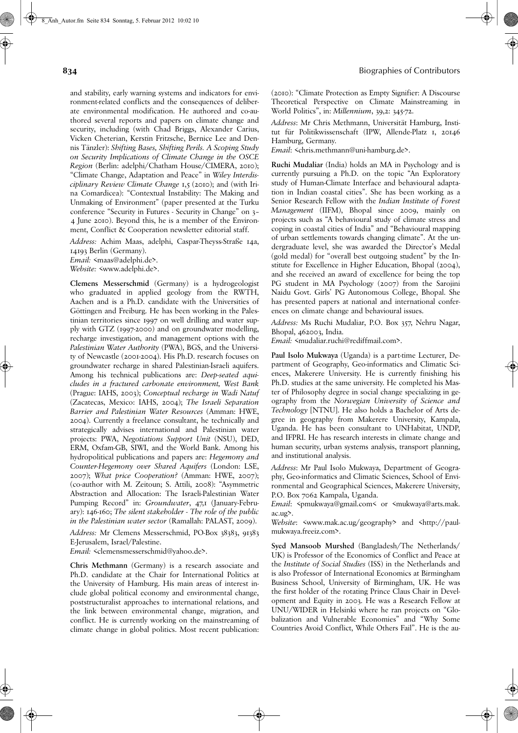and stability, early warning systems and indicators for environment-related conflicts and the consequences of deliberate environmental modification. He authored and co-authored several reports and papers on climate change and security, including (with Chad Briggs, Alexander Carius, Vicken Cheterian, Kerstin Fritzsche, Bernice Lee and Dennis Tänzler): *Shifting Bases, Shifting Perils. A Scoping Study on Security Implications of Climate Change in the OSCE Region* (Berlin: adelphi/Chatham House/CIMERA, 2010); "Climate Change, Adaptation and Peace" in *Wiley Interdisciplinary Review Climate Change* 1,5 (2010); and (with Irina Comardicea): "Contextual Instability: The Making and Unmaking of Environment" (paper presented at the Turku conference "Security in Futures - Security in Change" on 3–4 June 2010). Beyond this, he is a member of the Environment, Conflict & Cooperation newsletter editorial staff.

*Address:* Achim Maas, adelphi, Caspar-Theyss-Straße 14a, 14193 Berlin (Germany).
*Email:* <maas@adelphi.de>.
*Website:* <www.adelphi.de>.

**Clemens Messerschmid** (Germany) is a hydrogeologist who graduated in applied geology from the RWTH, Aachen and is a Ph.D. candidate with the Universities of Göttingen and Freiburg. He has been working in the Palestinian territories since 1997 on well drilling and water supply with GTZ (1997-2000) and on groundwater modelling, recharge investigation, and management options with the *Palestinian Water Authority* (PWA), BGS, and the University of Newcastle (2001-2004). His Ph.D. research focuses on groundwater recharge in shared Palestinian-Israeli aquifers. Among his technical publications are: *Deep-seated aquicludes in a fractured carbonate environment, West Bank* (Prague: IAHS, 2003); *Conceptual recharge in Wadi Natuf* (Zacatecas, Mexico: IAHS, 2004); *The Israeli Separation Barrier and Palestinian Water Resources* (Amman: HWE, 2004). Currently a freelance consultant, he technically and strategically advises international and Palestinian water projects: PWA, *Negotiations Support Unit* (NSU), DED, ERM, Oxfam-GB, SIWI, and the World Bank. Among his hydropolitical publications and papers are: *Hegemony and Counter-Hegemony over Shared Aquifers* (London: LSE, 2007); *What price Cooperation?* (Amman: HWE, 2007); (co-author with M. Zeitoun; S. Attili, 2008): "Asymmetric Abstraction and Allocation: The Israeli-Palestinian Water Pumping Record" in: *Groundwater*, 47,1 (January-February): 146-160; *The silent stakeholder - The role of the public in the Palestinian water sector* (Ramallah: PALAST, 2009).

*Address:* Mr Clemens Messerschmid, PO-Box 38383, 91383 E-Jerusalem, Israel/Palestine.
*Email:* <clemensmesserschmid@yahoo.de>.

**Chris Methmann** (Germany) is a research associate and Ph.D. candidate at the Chair for International Politics at the University of Hamburg. His main areas of interest include global political economy and environmental change, poststructuralist approaches to international relations, and the link between environmental change, migration, and conflict. He is currently working on the mainstreaming of climate change in global politics. Most recent publication: (2010): "Climate Protection as Empty Signifier: A Discourse Theoretical Perspective on Climate Mainstreaming in World Politics", in: *Millennium*, 39,2: 345-72.

*Address*: Mr Chris Methmann, Universität Hamburg, Institut für Politikwissenschaft (IPW, Allende-Platz 1, 20146 Hamburg, Germany.
*Email*: <chris.methmann@uni-hamburg.de>.

**Ruchi Mudaliar** (India) holds an MA in Psychology and is currently pursuing a Ph.D. on the topic "An Exploratory study of Human-Climate Interface and behavioural adaptation in Indian coastal cities". She has been working as a Senior Research Fellow with the *Indian Institute of Forest Management* (IIFM), Bhopal since 2009, mainly on projects such as "A behavioural study of climate stress and coping in coastal cities of India" and "Behavioural mapping of urban settlements towards changing climate". At the undergraduate level, she was awarded the Director's Medal (gold medal) for "overall best outgoing student" by the Institute for Excellence in Higher Education, Bhopal (2004), and she received an award of excellence for being the top PG student in MA Psychology (2007) from the Sarojini Naidu Govt. Girls' PG Autonomous College, Bhopal. She has presented papers at national and international conferences on climate change and behavioural issues.

*Address:* Ms Ruchi Mudaliar, P.O. Box 357, Nehru Nagar, Bhopal, 462003, India.
*Email:* <mudaliar.ruchi@rediffmail.com>.

**Paul Isolo Mukwaya** (Uganda) is a part-time Lecturer, Department of Geography, Geo-informatics and Climatic Sciences, Makerere University. He is currently finishing his Ph.D. studies at the same university. He completed his Master of Philosophy degree in social change specializing in geography from the *Norwegian University of Science and Technology* [NTNU]. He also holds a Bachelor of Arts degree in geography from Makerere University, Kampala, Uganda. He has been consultant to UNHabitat, UNDP, and IFPRI. He has research interests in climate change and human security, urban systems analysis, transport planning, and institutional analysis.

*Address*: Mr Paul Isolo Mukwaya, Department of Geography, Geo-informatics and Climatic Sciences, School of Environmental and Geographical Sciences, Makerere University, P.O. Box 7062 Kampala, Uganda.
*Email*: <pmukwaya@gmail.com< or <mukwaya@arts.mak.ac.ug>.
*Website*: <www.mak.ac.ug/geography> and <http://paulmukwaya.freeiz.com>.

**Syed Mansoob Murshed** (Bangladesh/The Netherlands/UK) is Professor of the Economics of Conflict and Peace at the *Institute of Social Studies* (ISS) in the Netherlands and is also Professor of International Economics at Birmingham Business School, University of Birmingham, UK. He was the first holder of the rotating Prince Claus Chair in Development and Equity in 2003. He was a Research Fellow at UNU/WIDER in Helsinki where he ran projects on "Globalization and Vulnerable Economies" and "Why Some Countries Avoid Conflict, While Others Fail". He is the au-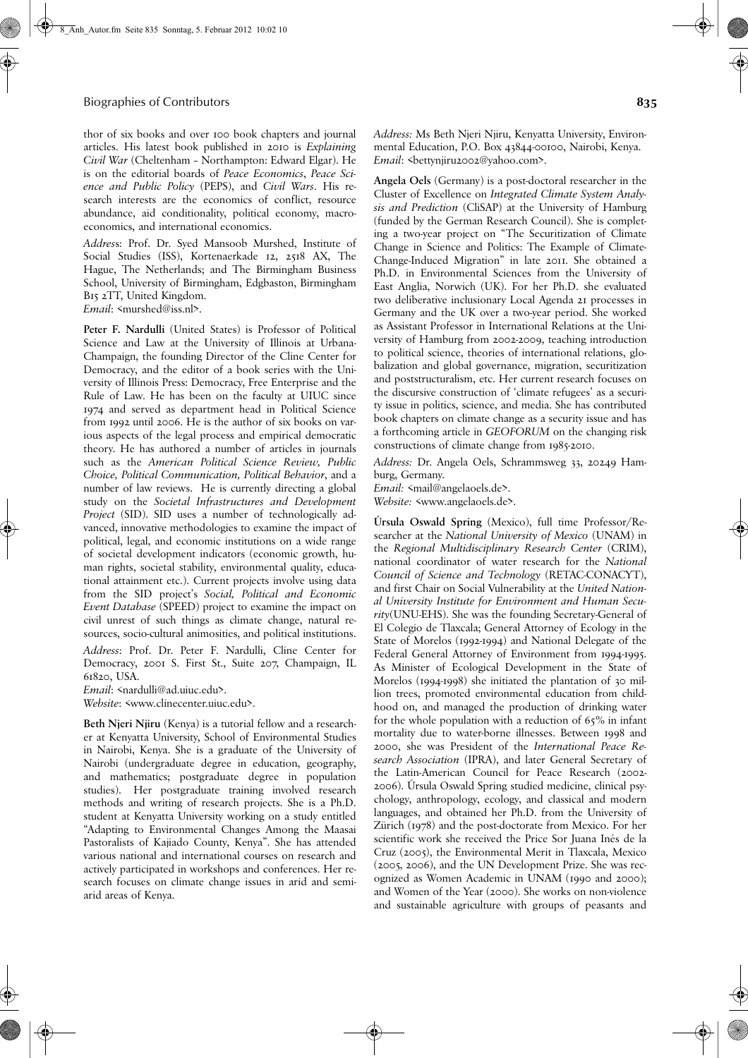thor of six books and over 100 book chapters and journal articles. His latest book published in 2010 is *Explaining Civil War* (Cheltenham - Northampton: Edward Elgar). He is on the editorial boards of *Peace Economics*, *Peace Science and Public Policy* (PEPS), and *Civil Wars*. His research interests are the economics of conflict, resource abundance, aid conditionality, political economy, macroeconomics, and international economics.

*Address*: Prof. Dr. Syed Mansoob Murshed, Institute of Social Studies (ISS), Kortenaerkade 12, 2518 AX, The Hague, The Netherlands; and The Birmingham Business School, University of Birmingham, Edgbaston, Birmingham B15 2TT, United Kingdom.
*Email*: <murshed@iss.nl>.

**Peter F. Nardulli** (United States) is Professor of Political Science and Law at the University of Illinois at Urbana-Champaign, the founding Director of the Cline Center for Democracy, and the editor of a book series with the University of Illinois Press: Democracy, Free Enterprise and the Rule of Law. He has been on the faculty at UIUC since 1974 and served as department head in Political Science from 1992 until 2006. He is the author of six books on various aspects of the legal process and empirical democratic theory. He has authored a number of articles in journals such as the *American Political Science Review, Public Choice, Political Communication, Political Behavior*, and a number of law reviews. He is currently directing a global study on the *Societal Infrastructures and Development Project* (SID). SID uses a number of technologically advanced, innovative methodologies to examine the impact of political, legal, and economic institutions on a wide range of societal development indicators (economic growth, human rights, societal stability, environmental quality, educational attainment etc.). Current projects involve using data from the SID project's *Social, Political and Economic Event Database* (SPEED) project to examine the impact on civil unrest of such things as climate change, natural resources, socio-cultural animosities, and political institutions.

*Address*: Prof. Dr. Peter F. Nardulli, Cline Center for Democracy, 2001 S. First St., Suite 207, Champaign, IL 61820, USA.
*Email*: <nardulli@ad.uiuc.edu>.
*Website*: <www.clinecenter.uiuc.edu>.

**Beth Njeri Njiru** (Kenya) is a tutorial fellow and a researcher at Kenyatta University, School of Environmental Studies in Nairobi, Kenya. She is a graduate of the University of Nairobi (undergraduate degree in education, geography, and mathematics; postgraduate degree in population studies). Her postgraduate training involved research methods and writing of research projects. She is a Ph.D. student at Kenyatta University working on a study entitled "Adapting to Environmental Changes Among the Maasai Pastoralists of Kajiado County, Kenya". She has attended various national and international courses on research and actively participated in workshops and conferences. Her research focuses on climate change issues in arid and semi-arid areas of Kenya.

*Address:* Ms Beth Njeri Njiru, Kenyatta University, Environmental Education, P.O. Box 43844-00100, Nairobi, Kenya.
*Email*: <bettynjiru2002@yahoo.com>.

**Angela Oels** (Germany) is a post-doctoral researcher in the Cluster of Excellence on *Integrated Climate System Analysis and Prediction* (CliSAP) at the University of Hamburg (funded by the German Research Council). She is completing a two-year project on "The Securitization of Climate Change in Science and Politics: The Example of Climate-Change-Induced Migration" in late 2011. She obtained a Ph.D. in Environmental Sciences from the University of East Anglia, Norwich (UK). For her Ph.D. she evaluated two deliberative inclusionary Local Agenda 21 processes in Germany and the UK over a two-year period. She worked as Assistant Professor in International Relations at the University of Hamburg from 2002-2009, teaching introduction to political science, theories of international relations, globalization and global governance, migration, securitization and poststructuralism, etc. Her current research focuses on the discursive construction of 'climate refugees' as a security issue in politics, science, and media. She has contributed book chapters on climate change as a security issue and has a forthcoming article in *GEOFORUM* on the changing risk constructions of climate change from 1985-2010.

*Address:* Dr. Angela Oels, Schrammsweg 33, 20249 Hamburg, Germany.
*Email:* <mail@angelaoels.de>.
*Website:* <www.angelaoels.de>.

**Úrsula Oswald Spring** (Mexico), full time Professor/Researcher at the *National University of Mexico* (UNAM) in the *Regional Multidisciplinary Research Center* (CRIM), national coordinator of water research for the *National Council of Science and Technology* (RETAC-CONACYT), and first Chair on Social Vulnerability at the *United National University Institute for Environment and Human Security*(UNU-EHS). She was the founding Secretary-General of El Colegio de Tlaxcala; General Attorney of Ecology in the State of Morelos (1992-1994) and National Delegate of the Federal General Attorney of Environment from 1994-1995. As Minister of Ecological Development in the State of Morelos (1994-1998) she initiated the plantation of 30 million trees, promoted environmental education from childhood on, and managed the production of drinking water for the whole population with a reduction of 65% in infant mortality due to water-borne illnesses. Between 1998 and 2000, she was President of the *International Peace Research Association* (IPRA), and later General Secretary of the Latin-American Council for Peace Research (2002-2006). Úrsula Oswald Spring studied medicine, clinical psychology, anthropology, ecology, and classical and modern languages, and obtained her Ph.D. from the University of Zürich (1978) and the post-doctorate from Mexico. For her scientific work she received the Price Sor Juana Inés de la Cruz (2005), the Environmental Merit in Tlaxcala, Mexico (2005, 2006), and the UN Development Prize. She was recognized as Women Academic in UNAM (1990 and 2000); and Women of the Year (2000). She works on non-violence and sustainable agriculture with groups of peasants and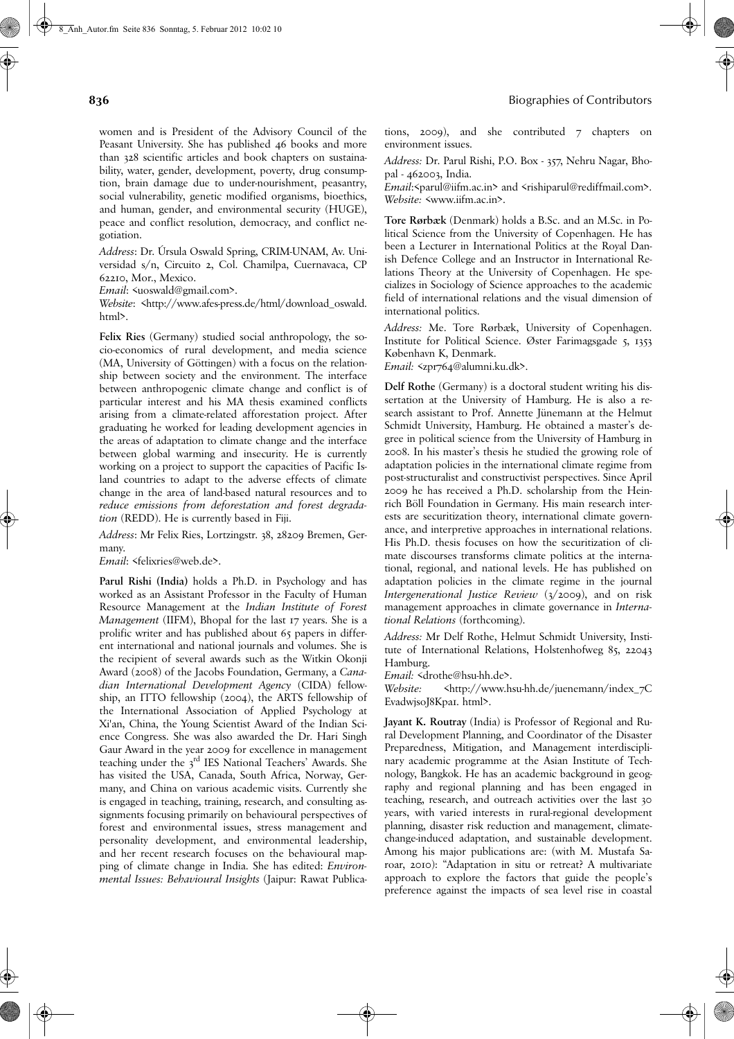women and is President of the Advisory Council of the Peasant University. She has published 46 books and more than 328 scientific articles and book chapters on sustainability, water, gender, development, poverty, drug consumption, brain damage due to under-nourishment, peasantry, social vulnerability, genetic modified organisms, bioethics, and human, gender, and environmental security (HUGE), peace and conflict resolution, democracy, and conflict negotiation.

*Address*: Dr. Úrsula Oswald Spring, CRIM-UNAM, Av. Universidad s/n, Circuito 2, Col. Chamilpa, Cuernavaca, CP 62210, Mor., Mexico.
*Email*: <uoswald@gmail.com>.
*Website*: <http://www.afes-press.de/html/download_oswald.html>.

**Felix Ries** (Germany) studied social anthropology, the socio-economics of rural development, and media science (MA, University of Göttingen) with a focus on the relationship between society and the environment. The interface between anthropogenic climate change and conflict is of particular interest and his MA thesis examined conflicts arising from a climate-related afforestation project. After graduating he worked for leading development agencies in the areas of adaptation to climate change and the interface between global warming and insecurity. He is currently working on a project to support the capacities of Pacific Island countries to adapt to the adverse effects of climate change in the area of land-based natural resources and to *reduce emissions from deforestation and forest degradation* (REDD). He is currently based in Fiji.

*Address*: Mr Felix Ries, Lortzingstr. 38, 28209 Bremen, Germany.
*Email*: <felixries@web.de>.

**Parul Rishi (India)** holds a Ph.D. in Psychology and has worked as an Assistant Professor in the Faculty of Human Resource Management at the *Indian Institute of Forest Management* (IIFM), Bhopal for the last 17 years. She is a prolific writer and has published about 65 papers in different international and national journals and volumes. She is the recipient of several awards such as the Witkin Okonji Award (2008) of the Jacobs Foundation, Germany, a *Canadian International Development Agency* (CIDA) fellowship, an ITTO fellowship (2004), the ARTS fellowship of the International Association of Applied Psychology at Xi'an, China, the Young Scientist Award of the Indian Science Congress. She was also awarded the Dr. Hari Singh Gaur Award in the year 2009 for excellence in management teaching under the 3rd IES National Teachers' Awards. She has visited the USA, Canada, South Africa, Norway, Germany, and China on various academic visits. Currently she is engaged in teaching, training, research, and consulting assignments focusing primarily on behavioural perspectives of forest and environmental issues, stress management and personality development, and environmental leadership, and her recent research focuses on the behavioural mapping of climate change in India. She has edited: *Environmental Issues: Behavioural Insights* (Jaipur: Rawat Publications, 2009), and she contributed 7 chapters on environment issues.

*Address:* Dr. Parul Rishi, P.O. Box - 357, Nehru Nagar, Bhopal - 462003, India.
*Email*:<parul@iifm.ac.in> and <rishiparul@rediffmail.com>.
*Website:* <www.iifm.ac.in>.

**Tore Rørbæk** (Denmark) holds a B.Sc. and an M.Sc. in Political Science from the University of Copenhagen. He has been a Lecturer in International Politics at the Royal Danish Defence College and an Instructor in International Relations Theory at the University of Copenhagen. He specializes in Sociology of Science approaches to the academic field of international relations and the visual dimension of international politics.

*Address:* Me. Tore Rørbæk, University of Copenhagen. Institute for Political Science. Øster Farimagsgade 5, 1353 København K, Denmark.
*Email:* <zpr764@alumni.ku.dk>.

**Delf Rothe** (Germany) is a doctoral student writing his dissertation at the University of Hamburg. He is also a research assistant to Prof. Annette Jünemann at the Helmut Schmidt University, Hamburg. He obtained a master's degree in political science from the University of Hamburg in 2008. In his master's thesis he studied the growing role of adaptation policies in the international climate regime from post-structuralist and constructivist perspectives. Since April 2009 he has received a Ph.D. scholarship from the Heinrich Böll Foundation in Germany. His main research interests are securitization theory, international climate governance, and interpretive approaches in international relations. His Ph.D. thesis focuses on how the securitization of climate discourses transforms climate politics at the international, regional, and national levels. He has published on adaptation policies in the climate regime in the journal *Intergenerational Justice Review* (3/2009), and on risk management approaches in climate governance in *International Relations* (forthcoming).

*Address:* Mr Delf Rothe, Helmut Schmidt University, Institute of International Relations, Holstenhofweg 85, 22043 Hamburg.
*Email:* <drothe@hsu-hh.de>.
*Website:* <http://www.hsu-hh.de/juenemann/index_7CEvadwjsoJ8Kpa1. html>.

**Jayant K. Routray** (India) is Professor of Regional and Rural Development Planning, and Coordinator of the Disaster Preparedness, Mitigation, and Management interdisciplinary academic programme at the Asian Institute of Technology, Bangkok. He has an academic background in geography and regional planning and has been engaged in teaching, research, and outreach activities over the last 30 years, with varied interests in rural-regional development planning, disaster risk reduction and management, climate-change-induced adaptation, and sustainable development. Among his major publications are: (with M. Mustafa Saroar, 2010): "Adaptation in situ or retreat? A multivariate approach to explore the factors that guide the people's preference against the impacts of sea level rise in coastal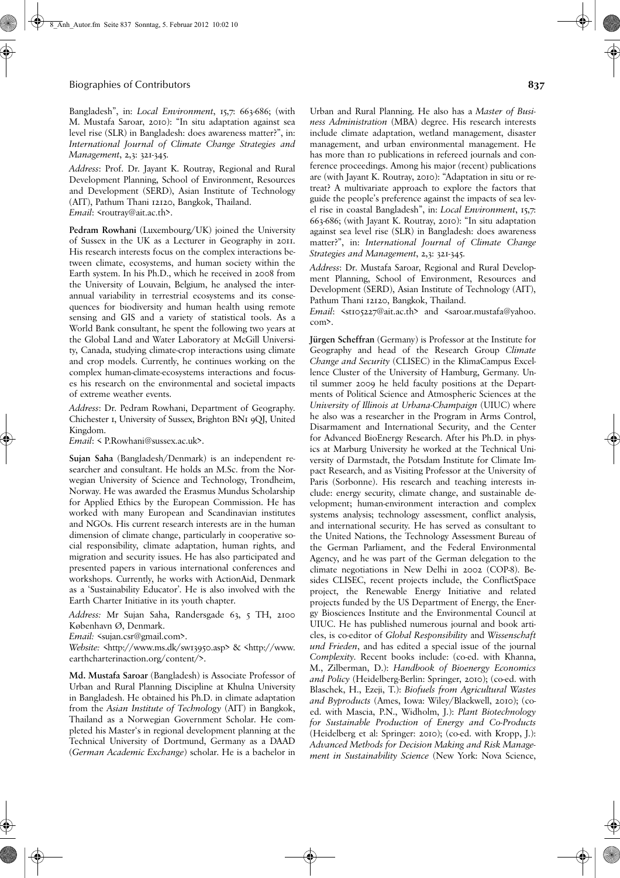Bangladesh", in: *Local Environment*, 15,7: 663-686; (with M. Mustafa Saroar, 2010): "In situ adaptation against sea level rise (SLR) in Bangladesh: does awareness matter?", in: *International Journal of Climate Change Strategies and Management*, 2,3: 321-345.

*Address*: Prof. Dr. Jayant K. Routray, Regional and Rural Development Planning, School of Environment, Resources and Development (SERD), Asian Institute of Technology (AIT), Pathum Thani 12120, Bangkok, Thailand.
*Email*: <routray@ait.ac.th>.

**Pedram Rowhani** (Luxembourg/UK) joined the University of Sussex in the UK as a Lecturer in Geography in 2011. His research interests focus on the complex interactions between climate, ecosystems, and human society within the Earth system. In his Ph.D., which he received in 2008 from the University of Louvain, Belgium, he analysed the interannual variability in terrestrial ecosystems and its consequences for biodiversity and human health using remote sensing and GIS and a variety of statistical tools. As a World Bank consultant, he spent the following two years at the Global Land and Water Laboratory at McGill University, Canada, studying climate-crop interactions using climate and crop models. Currently, he continues working on the complex human-climate-ecosystems interactions and focuses his research on the environmental and societal impacts of extreme weather events.

*Address*: Dr. Pedram Rowhani, Department of Geography. Chichester 1, University of Sussex, Brighton BN1 9QJ, United Kingdom.
*Email*: < P.Rowhani@sussex.ac.uk>.

**Sujan Saha** (Bangladesh/Denmark) is an independent researcher and consultant. He holds an M.Sc. from the Norwegian University of Science and Technology, Trondheim, Norway. He was awarded the Erasmus Mundus Scholarship for Applied Ethics by the European Commission. He has worked with many European and Scandinavian institutes and NGOs. His current research interests are in the human dimension of climate change, particularly in cooperative social responsibility, climate adaptation, human rights, and migration and security issues. He has also participated and presented papers in various international conferences and workshops. Currently, he works with ActionAid, Denmark as a 'Sustainability Educator'. He is also involved with the Earth Charter Initiative in its youth chapter.

*Address:* Mr Sujan Saha, Randersgade 63, 5 TH, 2100 København Ø, Denmark.
*Email:* <sujan.csr@gmail.com>.
*Website:* <http://www.ms.dk/sw13950.asp> & <http://www.earthcharterinaction.org/content/>.

**Md. Mustafa Saroar** (Bangladesh) is Associate Professor of Urban and Rural Planning Discipline at Khulna University in Bangladesh. He obtained his Ph.D. in climate adaptation from the *Asian Institute of Technology* (AIT) in Bangkok, Thailand as a Norwegian Government Scholar. He completed his Master's in regional development planning at the Technical University of Dortmund, Germany as a DAAD (*German Academic Exchange*) scholar. He is a bachelor in Urban and Rural Planning. He also has a *Master of Business Administration* (MBA) degree. His research interests include climate adaptation, wetland management, disaster management, and urban environmental management. He has more than 10 publications in refereed journals and conference proceedings. Among his major (recent) publications are (with Jayant K. Routray, 2010): "Adaptation in situ or retreat? A multivariate approach to explore the factors that guide the people's preference against the impacts of sea level rise in coastal Bangladesh", in: *Local Environment*, 15,7: 663-686; (with Jayant K. Routray, 2010): "In situ adaptation against sea level rise (SLR) in Bangladesh: does awareness matter?", in: *International Journal of Climate Change Strategies and Management*, 2,3: 321-345.

*Address*: Dr. Mustafa Saroar, Regional and Rural Development Planning, School of Environment, Resources and Development (SERD), Asian Institute of Technology (AIT), Pathum Thani 12120, Bangkok, Thailand.
*Email*: <st105227@ait.ac.th> and <saroar.mustafa@yahoo.com>.

**Jürgen Scheffran** (Germany) is Professor at the Institute for Geography and head of the Research Group *Climate Change and Security* (CLISEC) in the KlimaCampus Excellence Cluster of the University of Hamburg, Germany. Until summer 2009 he held faculty positions at the Departments of Political Science and Atmospheric Sciences at the *University of Illinois at Urbana-Champaign* (UIUC) where he also was a researcher in the Program in Arms Control, Disarmament and International Security, and the Center for Advanced BioEnergy Research. After his Ph.D. in physics at Marburg University he worked at the Technical University of Darmstadt, the Potsdam Institute for Climate Impact Research, and as Visiting Professor at the University of Paris (Sorbonne). His research and teaching interests include: energy security, climate change, and sustainable development; human-environment interaction and complex systems analysis; technology assessment, conflict analysis, and international security. He has served as consultant to the United Nations, the Technology Assessment Bureau of the German Parliament, and the Federal Environmental Agency, and he was part of the German delegation to the climate negotiations in New Delhi in 2002 (COP-8). Besides CLISEC, recent projects include, the ConflictSpace project, the Renewable Energy Initiative and related projects funded by the US Department of Energy, the Energy Biosciences Institute and the Environmental Council at UIUC. He has published numerous journal and book articles, is co-editor of *Global Responsibility* and *Wissenschaft und Frieden*, and has edited a special issue of the journal *Complexity*. Recent books include: (co-ed. with Khanna, M., Zilberman, D.): *Handbook of Bioenergy Economics and Policy* (Heidelberg-Berlin: Springer, 2010); (co-ed. with Blaschek, H., Ezeji, T.): *Biofuels from Agricultural Wastes and Byproducts* (Ames, Iowa: Wiley/Blackwell, 2010); (co-ed. with Mascia, P.N., Widholm, J.): *Plant Biotechnology for Sustainable Production of Energy and Co-Products* (Heidelberg et al: Springer: 2010); (co-ed. with Kropp, J.): *Advanced Methods for Decision Making and Risk Management in Sustainability Science* (New York: Nova Science,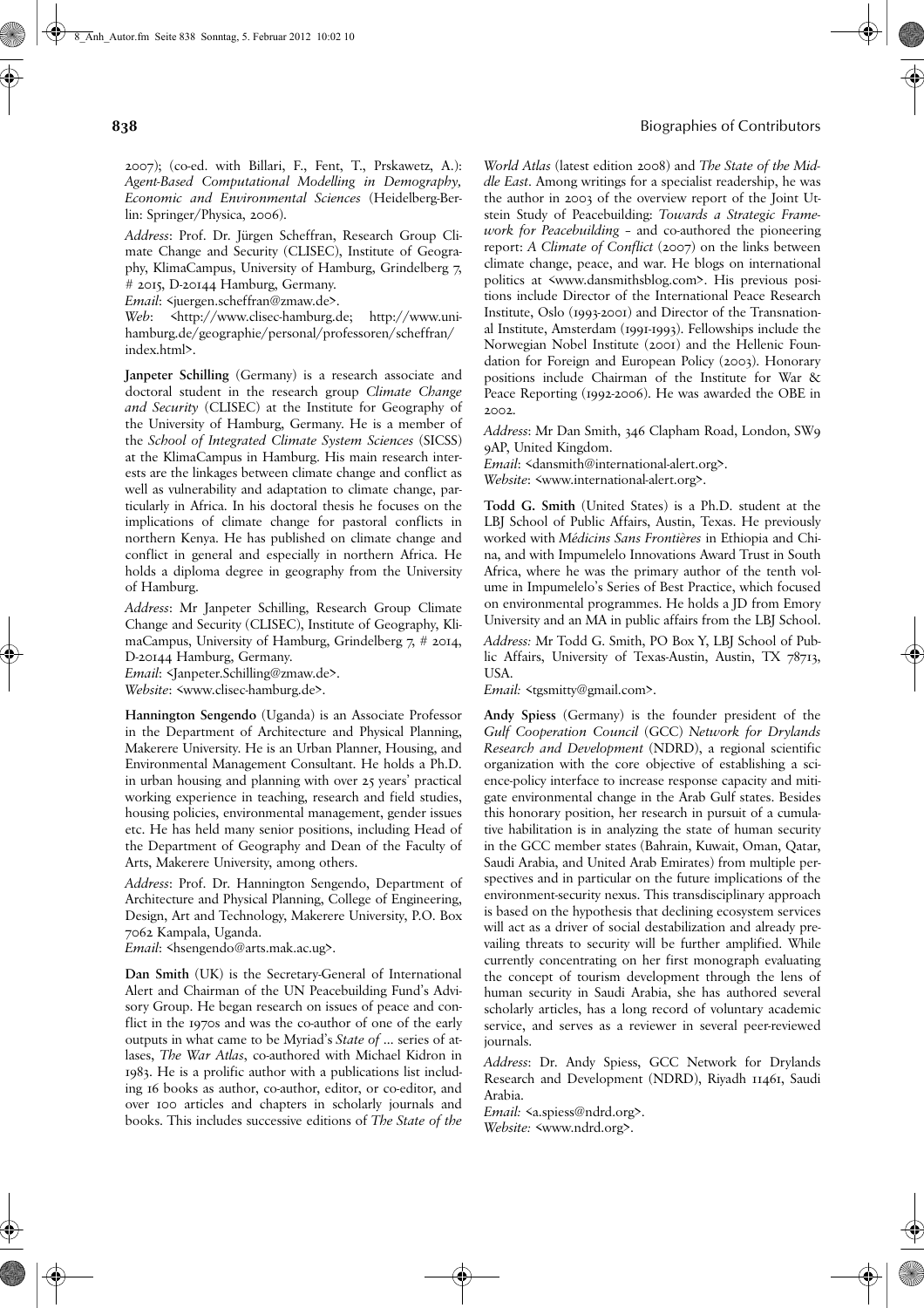2007); (co-ed. with Billari, F., Fent, T., Prskawetz, A.): *Agent-Based Computational Modelling in Demography, Economic and Environmental Sciences* (Heidelberg-Berlin: Springer/Physica, 2006).

*Address*: Prof. Dr. Jürgen Scheffran, Research Group Climate Change and Security (CLISEC), Institute of Geography, KlimaCampus, University of Hamburg, Grindelberg 7, # 2015, D-20144 Hamburg, Germany.

*Email*: <juergen.scheffran@zmaw.de>.

*Web*: <http://www.clisec-hamburg.de; http://www.uni-hamburg.de/geographie/personal/professoren/scheffran/index.html>.

**Janpeter Schilling** (Germany) is a research associate and doctoral student in the research group *Climate Change and Security* (CLISEC) at the Institute for Geography of the University of Hamburg, Germany. He is a member of the *School of Integrated Climate System Sciences* (SICSS) at the KlimaCampus in Hamburg. His main research interests are the linkages between climate change and conflict as well as vulnerability and adaptation to climate change, particularly in Africa. In his doctoral thesis he focuses on the implications of climate change for pastoral conflicts in northern Kenya. He has published on climate change and conflict in general and especially in northern Africa. He holds a diploma degree in geography from the University of Hamburg.

*Address*: Mr Janpeter Schilling, Research Group Climate Change and Security (CLISEC), Institute of Geography, KlimaCampus, University of Hamburg, Grindelberg 7, # 2014, D-20144 Hamburg, Germany.

*Email*: <Janpeter.Schilling@zmaw.de>.

*Website*: <www.clisec-hamburg.de>.

**Hannington Sengendo** (Uganda) is an Associate Professor in the Department of Architecture and Physical Planning, Makerere University. He is an Urban Planner, Housing, and Environmental Management Consultant. He holds a Ph.D. in urban housing and planning with over 25 years' practical working experience in teaching, research and field studies, housing policies, environmental management, gender issues etc. He has held many senior positions, including Head of the Department of Geography and Dean of the Faculty of Arts, Makerere University, among others.

*Address*: Prof. Dr. Hannington Sengendo, Department of Architecture and Physical Planning, College of Engineering, Design, Art and Technology, Makerere University, P.O. Box 7062 Kampala, Uganda.

*Email*: <hsengendo@arts.mak.ac.ug>.

**Dan Smith** (UK) is the Secretary-General of International Alert and Chairman of the UN Peacebuilding Fund's Advisory Group. He began research on issues of peace and conflict in the 1970s and was the co-author of one of the early outputs in what came to be Myriad's *State of ...* series of atlases, *The War Atlas*, co-authored with Michael Kidron in 1983. He is a prolific author with a publications list including 16 books as author, co-author, editor, or co-editor, and over 100 articles and chapters in scholarly journals and books. This includes successive editions of *The State of the World Atlas* (latest edition 2008) and *The State of the Middle East*. Among writings for a specialist readership, he was the author in 2003 of the overview report of the Joint Utstein Study of Peacebuilding: *Towards a Strategic Framework for Peacebuilding* – and co-authored the pioneering report: *A Climate of Conflict* (2007) on the links between climate change, peace, and war. He blogs on international politics at <www.dansmithsblog.com>. His previous positions include Director of the International Peace Research Institute, Oslo (1993-2001) and Director of the Transnational Institute, Amsterdam (1991-1993). Fellowships include the Norwegian Nobel Institute (2001) and the Hellenic Foundation for Foreign and European Policy (2003). Honorary positions include Chairman of the Institute for War & Peace Reporting (1992-2006). He was awarded the OBE in 2002.

*Address*: Mr Dan Smith, 346 Clapham Road, London, SW9 9AP, United Kingdom.

*Email*: <dansmith@international-alert.org>.

*Website*: <www.international-alert.org>.

**Todd G. Smith** (United States) is a Ph.D. student at the LBJ School of Public Affairs, Austin, Texas. He previously worked with *Médicins Sans Frontières* in Ethiopia and China, and with Impumelelo Innovations Award Trust in South Africa, where he was the primary author of the tenth volume in Impumelelo's Series of Best Practice, which focused on environmental programmes. He holds a JD from Emory University and an MA in public affairs from the LBJ School.

*Address:* Mr Todd G. Smith, PO Box Y, LBJ School of Public Affairs, University of Texas-Austin, Austin, TX 78713, USA.

*Email:* <tgsmitty@gmail.com>.

**Andy Spiess** (Germany) is the founder president of the *Gulf Cooperation Council* (GCC) *Network for Drylands Research and Development* (NDRD), a regional scientific organization with the core objective of establishing a science-policy interface to increase response capacity and mitigate environmental change in the Arab Gulf states. Besides this honorary position, her research in pursuit of a cumulative habilitation is in analyzing the state of human security in the GCC member states (Bahrain, Kuwait, Oman, Qatar, Saudi Arabia, and United Arab Emirates) from multiple perspectives and in particular on the future implications of the environment-security nexus. This transdisciplinary approach is based on the hypothesis that declining ecosystem services will act as a driver of social destabilization and already prevailing threats to security will be further amplified. While currently concentrating on her first monograph evaluating the concept of tourism development through the lens of human security in Saudi Arabia, she has authored several scholarly articles, has a long record of voluntary academic service, and serves as a reviewer in several peer-reviewed journals.

*Address*: Dr. Andy Spiess, GCC Network for Drylands Research and Development (NDRD), Riyadh 11461, Saudi Arabia.

*Email:* <a.spiess@ndrd.org>.

*Website:* <www.ndrd.org>.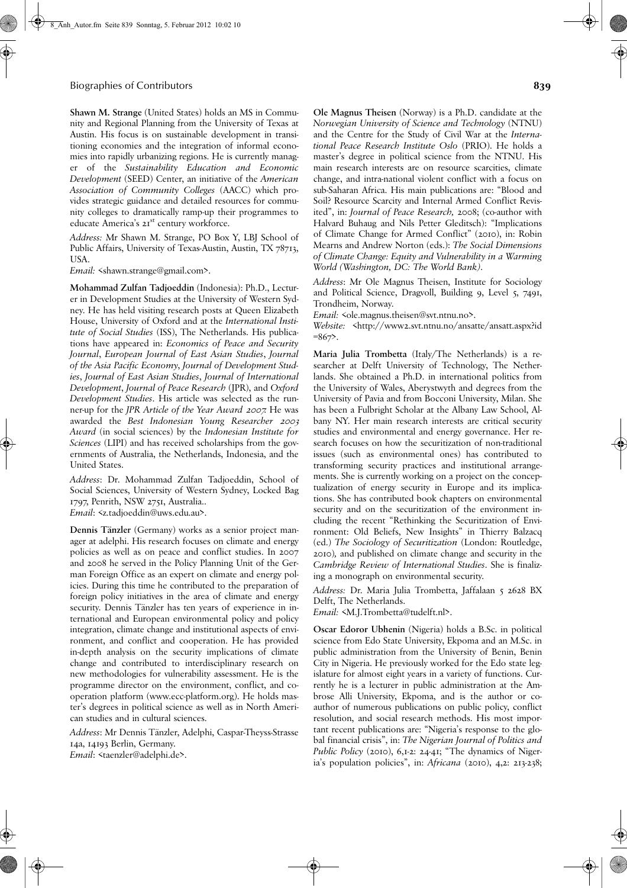**Shawn M. Strange** (United States) holds an MS in Community and Regional Planning from the University of Texas at Austin. His focus is on sustainable development in transitioning economies and the integration of informal economies into rapidly urbanizing regions. He is currently manager of the *Sustainability Education and Economic Development* (SEED) Center, an initiative of the *American Association of Community Colleges* (AACC) which provides strategic guidance and detailed resources for community colleges to dramatically ramp-up their programmes to educate America's 21st century workforce.

*Address:* Mr Shawn M. Strange, PO Box Y, LBJ School of Public Affairs, University of Texas-Austin, Austin, TX 78713, USA.
*Email:* <shawn.strange@gmail.com>.

**Mohammad Zulfan Tadjoeddin** (Indonesia): Ph.D., Lecturer in Development Studies at the University of Western Sydney. He has held visiting research posts at Queen Elizabeth House, University of Oxford and at the *International Institute of Social Studies* (ISS), The Netherlands. His publications have appeared in: *Economics of Peace and Security Journal*, *European Journal of East Asian Studies*, *Journal of the Asia Pacific Economy*, *Journal of Development Studies*, *Journal of East Asian Studies*, *Journal of International Development*, *Journal of Peace Research* (JPR), and *Oxford Development Studies*. His article was selected as the runner-up for the *JPR Article of the Year Award 2007.* He was awarded the *Best Indonesian Young Researcher 2003 Award* (in social sciences) by the *Indonesian Institute for Sciences* (LIPI) and has received scholarships from the governments of Australia, the Netherlands, Indonesia, and the United States.

*Address*: Dr. Mohammad Zulfan Tadjoeddin, School of Social Sciences, University of Western Sydney, Locked Bag 1797, Penrith, NSW 2751, Australia..
*Email*: <z.tadjoeddin@uws.edu.au>.

**Dennis Tänzler** (Germany) works as a senior project manager at adelphi. His research focuses on climate and energy policies as well as on peace and conflict studies. In 2007 and 2008 he served in the Policy Planning Unit of the German Foreign Office as an expert on climate and energy policies. During this time he contributed to the preparation of foreign policy initiatives in the area of climate and energy security. Dennis Tänzler has ten years of experience in international and European environmental policy and policy integration, climate change and institutional aspects of environment, and conflict and cooperation. He has provided in-depth analysis on the security implications of climate change and contributed to interdisciplinary research on new methodologies for vulnerability assessment. He is the programme director on the environment, conflict, and cooperation platform (www.ecc-platform.org). He holds master's degrees in political science as well as in North American studies and in cultural sciences.

*Address*: Mr Dennis Tänzler, Adelphi, Caspar-Theyss-Strasse 14a, 14193 Berlin, Germany.
*Email*: <taenzler@adelphi.de>.

**Ole Magnus Theisen** (Norway) is a Ph.D. candidate at the *Norwegian University of Science and Technology* (NTNU) and the Centre for the Study of Civil War at the *International Peace Research Institute Oslo* (PRIO). He holds a master's degree in political science from the NTNU. His main research interests are on resource scarcities, climate change, and intra-national violent conflict with a focus on sub-Saharan Africa. His main publications are: "Blood and Soil? Resource Scarcity and Internal Armed Conflict Revisited", in: *Journal of Peace Research,* 2008; (co-author with Halvard Buhaug and Nils Petter Gleditsch): "Implications of Climate Change for Armed Conflict" (2010), in: Robin Mearns and Andrew Norton (eds.): *The Social Dimensions of Climate Change: Equity and Vulnerability in a Warming World (Washington, DC: The World Bank)*.

*Address*: Mr Ole Magnus Theisen, Institute for Sociology and Political Science, Dragvoll, Building 9, Level 5, 7491, Trondheim, Norway.
*Email:* <ole.magnus.theisen@svt.ntnu.no>.
*Website:* <http://www2.svt.ntnu.no/ansatte/ansatt.aspx?id=867>.

**Maria Julia Trombetta** (Italy/The Netherlands) is a researcher at Delft University of Technology, The Netherlands. She obtained a Ph.D. in international politics from the University of Wales, Aberystwyth and degrees from the University of Pavia and from Bocconi University, Milan. She has been a Fulbright Scholar at the Albany Law School, Albany NY. Her main research interests are critical security studies and environmental and energy governance. Her research focuses on how the securitization of non-traditional issues (such as environmental ones) has contributed to transforming security practices and institutional arrangements. She is currently working on a project on the conceptualization of energy security in Europe and its implications. She has contributed book chapters on environmental security and on the securitization of the environment including the recent "Rethinking the Securitization of Environment: Old Beliefs, New Insights" in Thierry Balzacq (ed.) *The Sociology of Securitization* (London: Routledge, 2010)*,* and published on climate change and security in the *Cambridge Review of International Studies*. She is finalizing a monograph on environmental security.

*Address:* Dr. Maria Julia Trombetta, Jaffalaan 5 2628 BX Delft, The Netherlands.
*Email:* <M.J.Trombetta@tudelft.nl>.

**Oscar Edoror Ubhenin** (Nigeria) holds a B.Sc. in political science from Edo State University, Ekpoma and an M.Sc. in public administration from the University of Benin, Benin City in Nigeria. He previously worked for the Edo state legislature for almost eight years in a variety of functions. Currently he is a lecturer in public administration at the Ambrose Alli University, Ekpoma, and is the author or co-author of numerous publications on public policy, conflict resolution, and social research methods. His most important recent publications are: "Nigeria's response to the global financial crisis", in: *The Nigerian Journal of Politics and Public Policy* (2010), 6,1-2: 24-41; "The dynamics of Nigeria's population policies", in: *Africana* (2010), 4,2: 213-238;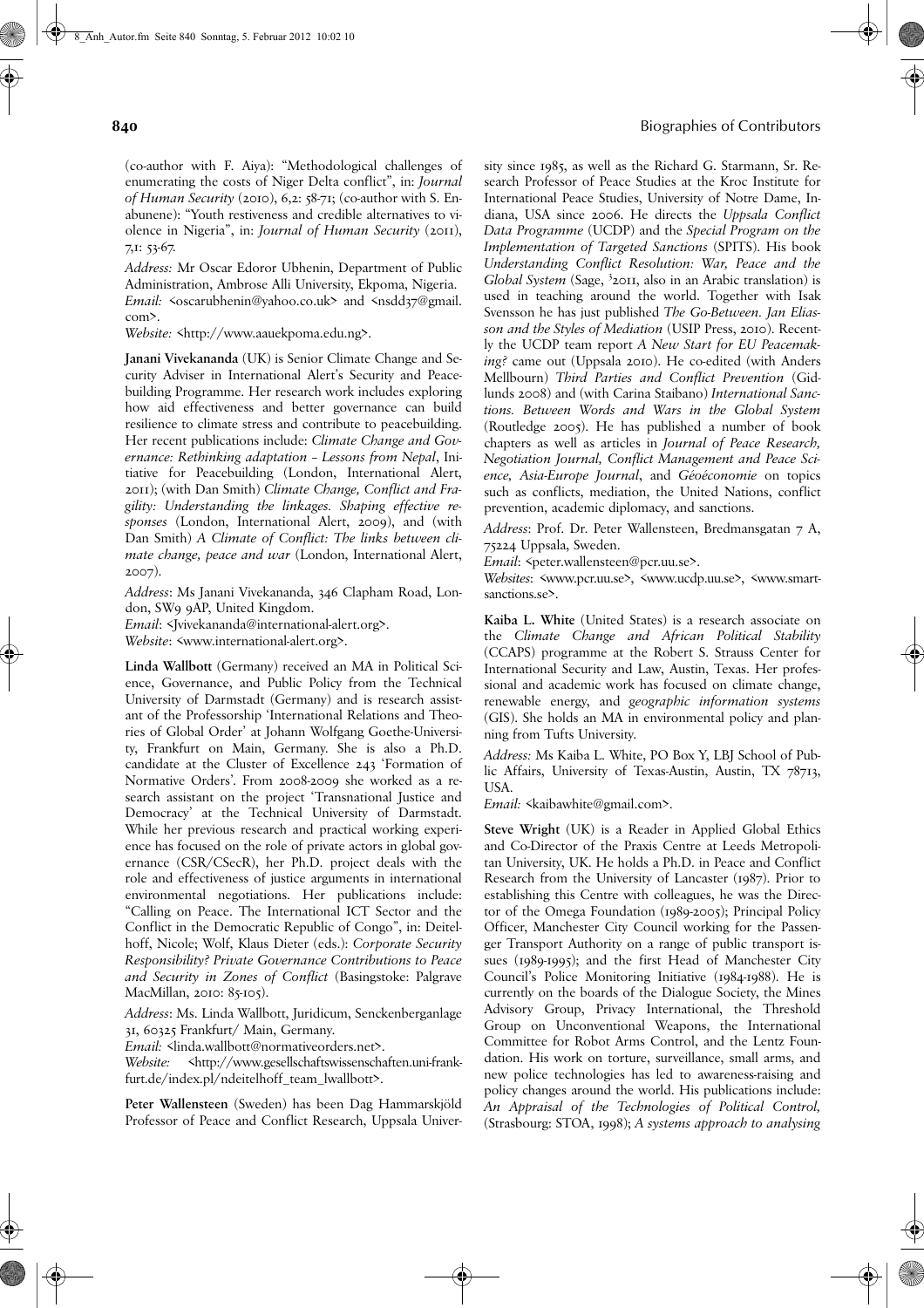(co-author with F. Aiya): "Methodological challenges of enumerating the costs of Niger Delta conflict", in: *Journal of Human Security* (2010), 6,2: 58-71; (co-author with S. Enabunene): "Youth restiveness and credible alternatives to violence in Nigeria", in: *Journal of Human Security* (2011), 7,1: 53-67.

*Address:* Mr Oscar Edoror Ubhenin, Department of Public Administration, Ambrose Alli University, Ekpoma, Nigeria.
*Email:* <oscarubhenin@yahoo.co.uk> and <nsdd37@gmail.com>.
*Website:* <http://www.aauekpoma.edu.ng>.

**Janani Vivekananda** (UK) is Senior Climate Change and Security Adviser in International Alert's Security and Peacebuilding Programme. Her research work includes exploring how aid effectiveness and better governance can build resilience to climate stress and contribute to peacebuilding. Her recent publications include: *Climate Change and Governance: Rethinking adaptation – Lessons from Nepal*, Initiative for Peacebuilding (London, International Alert, 2011); (with Dan Smith) *Climate Change, Conflict and Fragility: Understanding the linkages. Shaping effective responses* (London, International Alert, 2009), and (with Dan Smith) *A Climate of Conflict: The links between climate change, peace and war* (London, International Alert, 2007).

*Address*: Ms Janani Vivekananda, 346 Clapham Road, London, SW9 9AP, United Kingdom.
*Email*: <Jvivekananda@international-alert.org>.
*Website*: <www.international-alert.org>.

**Linda Wallbott** (Germany) received an MA in Political Science, Governance, and Public Policy from the Technical University of Darmstadt (Germany) and is research assistant of the Professorship 'International Relations and Theories of Global Order' at Johann Wolfgang Goethe-University, Frankfurt on Main, Germany. She is also a Ph.D. candidate at the Cluster of Excellence 243 'Formation of Normative Orders'. From 2008-2009 she worked as a research assistant on the project 'Transnational Justice and Democracy' at the Technical University of Darmstadt. While her previous research and practical working experience has focused on the role of private actors in global governance (CSR/CSecR), her Ph.D. project deals with the role and effectiveness of justice arguments in international environmental negotiations. Her publications include: "Calling on Peace. The International ICT Sector and the Conflict in the Democratic Republic of Congo", in: Deitelhoff, Nicole; Wolf, Klaus Dieter (eds.): *Corporate Security Responsibility? Private Governance Contributions to Peace and Security in Zones of Conflict* (Basingstoke: Palgrave MacMillan, 2010: 85-105).

*Address*: Ms. Linda Wallbott, Juridicum, Senckenberganlage 31, 60325 Frankfurt/ Main, Germany.
*Email:* <linda.wallbott@normativeorders.net>.
*Website:* <http://www.gesellschaftswissenschaften.uni-frankfurt.de/index.pl/ndeitelhoff_team_lwallbott>.

**Peter Wallensteen** (Sweden) has been Dag Hammarskjöld Professor of Peace and Conflict Research, Uppsala University since 1985, as well as the Richard G. Starmann, Sr. Research Professor of Peace Studies at the Kroc Institute for International Peace Studies, University of Notre Dame, Indiana, USA since 2006. He directs the *Uppsala Conflict Data Programme* (UCDP) and the *Special Program on the Implementation of Targeted Sanctions* (SPITS). His book *Understanding Conflict Resolution: War, Peace and the Global System* (Sage, [3]2011, also in an Arabic translation) is used in teaching around the world. Together with Isak Svensson he has just published *The Go-Between. Jan Eliasson and the Styles of Mediation* (USIP Press, 2010). Recently the UCDP team report *A New Start for EU Peacemaking?* came out (Uppsala 2010). He co-edited (with Anders Mellbourn) *Third Parties and Conflict Prevention* (Gidlunds 2008) and (with Carina Staibano) *International Sanctions. Between Words and Wars in the Global System* (Routledge 2005). He has published a number of book chapters as well as articles in *Journal of Peace Research, Negotiation Journal, Conflict Management and Peace Science, Asia-Europe Journal*, and *Géoéconomie* on topics such as conflicts, mediation, the United Nations, conflict prevention, academic diplomacy, and sanctions.

*Address*: Prof. Dr. Peter Wallensteen, Bredmansgatan 7 A, 75224 Uppsala, Sweden.
*Email*: <peter.wallensteen@pcr.uu.se>.
*Websites*: <www.pcr.uu.se>, <www.ucdp.uu.se>, <www.smartsanctions.se>.

**Kaiba L. White** (United States) is a research associate on the *Climate Change and African Political Stability* (CCAPS) programme at the Robert S. Strauss Center for International Security and Law, Austin, Texas. Her professional and academic work has focused on climate change, renewable energy, and *geographic information systems* (GIS). She holds an MA in environmental policy and planning from Tufts University.

*Address:* Ms Kaiba L. White, PO Box Y, LBJ School of Public Affairs, University of Texas-Austin, Austin, TX 78713, USA.
*Email:* <kaibawhite@gmail.com>.

**Steve Wright** (UK) is a Reader in Applied Global Ethics and Co-Director of the Praxis Centre at Leeds Metropolitan University, UK. He holds a Ph.D. in Peace and Conflict Research from the University of Lancaster (1987). Prior to establishing this Centre with colleagues, he was the Director of the Omega Foundation (1989-2005); Principal Policy Officer, Manchester City Council working for the Passenger Transport Authority on a range of public transport issues (1989-1995); and the first Head of Manchester City Council's Police Monitoring Initiative (1984-1988). He is currently on the boards of the Dialogue Society, the Mines Advisory Group, Privacy International, the Threshold Group on Unconventional Weapons, the International Committee for Robot Arms Control, and the Lentz Foundation. His work on torture, surveillance, small arms, and new police technologies has led to awareness-raising and policy changes around the world. His publications include: *An Appraisal of the Technologies of Political Control,* (Strasbourg: STOA, 1998); *A systems approach to analysing*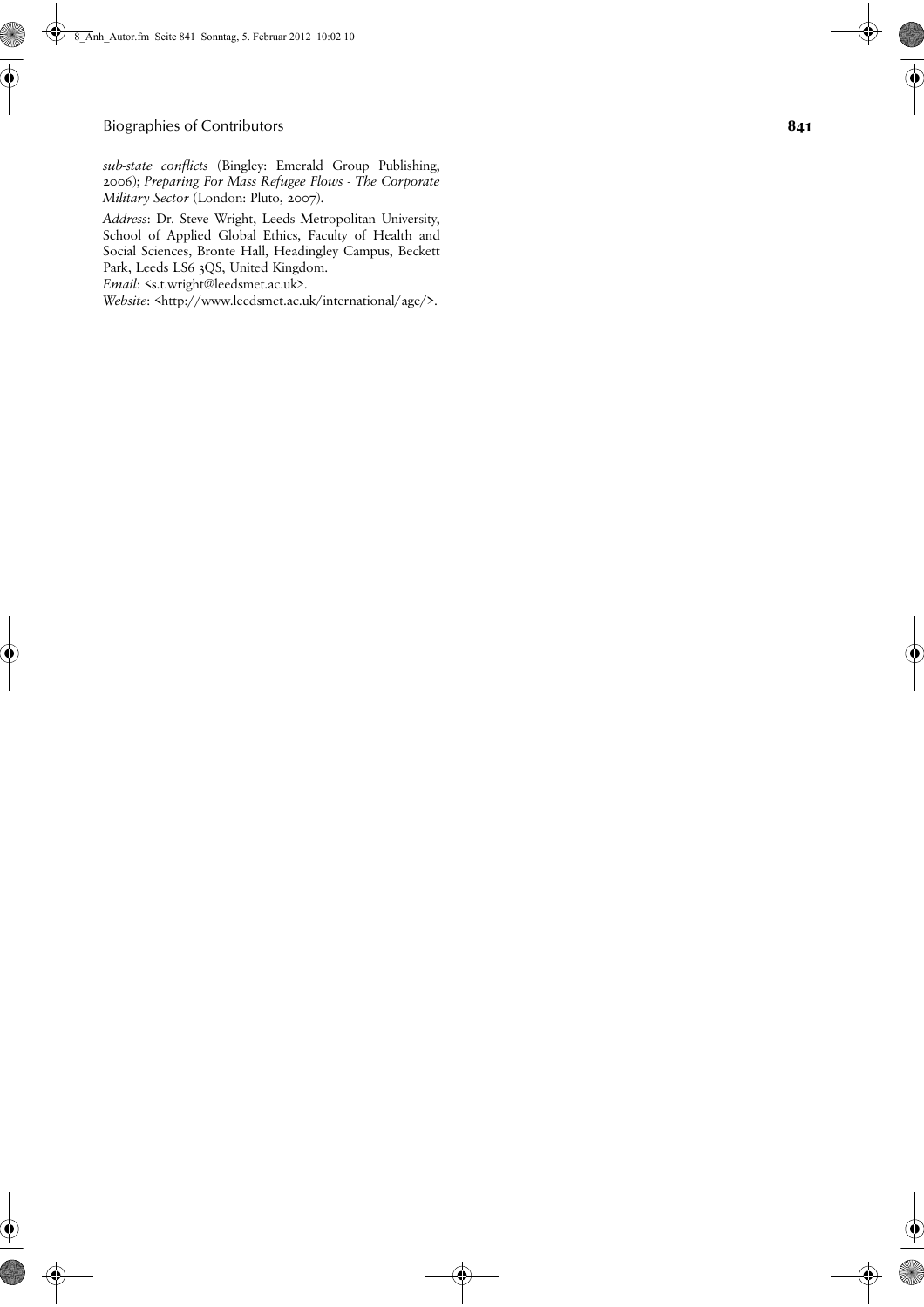*sub-state conflicts* (Bingley: Emerald Group Publishing, 2006); *Preparing For Mass Refugee Flows - The Corporate Military Sector* (London: Pluto, 2007).

*Address*: Dr. Steve Wright, Leeds Metropolitan University, School of Applied Global Ethics, Faculty of Health and Social Sciences, Bronte Hall, Headingley Campus, Beckett Park, Leeds LS6 3QS, United Kingdom.
*Email*: <s.t.wright@leedsmet.ac.uk>.
*Website*: <http://www.leedsmet.ac.uk/international/age/>.